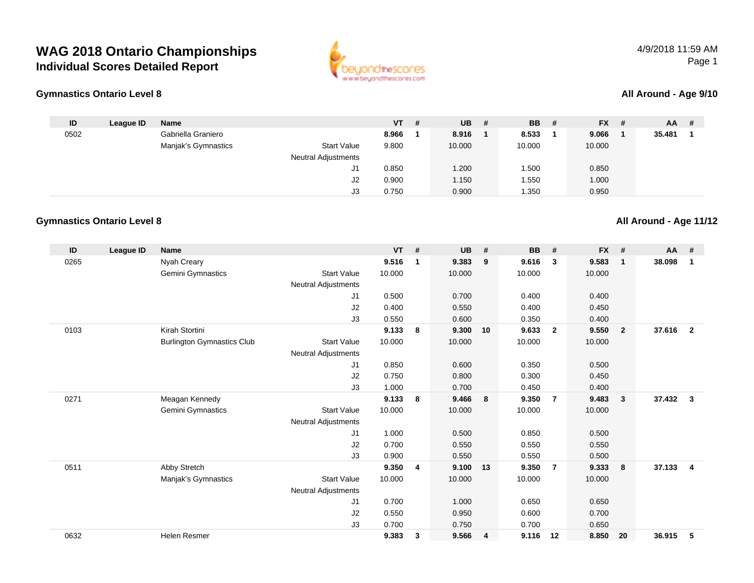# WAG 2018 Ontario Championships

## Individual Scores Detailed Report

4/9/2018 11:59 AM

### Gymnastics Ontario Level 8

**All Around - Age 9/10**

| ID | League ID | Name | | VT | # | UB | # | BB | # | FX | # | AA | # |
|---|---|---|---|---|---|---|---|---|---|---|---|---|---|
| 0502 | | Gabriella Graniero | | **8.966** | **1** | **8.916** | **1** | **8.533** | **1** | **9.066** | **1** | **35.481** | **1** |
| | | Manjak's Gymnastics | Start Value | 9.800 | | 10.000 | | 10.000 | | 10.000 | | | |
| | | | Neutral Adjustments | | | | | | | | | | |
| | | | J1 | 0.850 | | 1.200 | | 1.500 | | 0.850 | | | |
| | | | J2 | 0.900 | | 1.150 | | 1.550 | | 1.000 | | | |
| | | | J3 | 0.750 | | 0.900 | | 1.350 | | 0.950 | | | |

### Gymnastics Ontario Level 8

**All Around - Age 11/12**

| ID | League ID | Name | | VT | # | UB | # | BB | # | FX | # | AA | # |
|---|---|---|---|---|---|---|---|---|---|---|---|---|---|
| 0265 | | Nyah Creary | | **9.516** | **1** | **9.383** | **9** | **9.616** | **3** | **9.583** | **1** | **38.098** | **1** |
| | | Gemini Gymnastics | Start Value | 10.000 | | 10.000 | | 10.000 | | 10.000 | | | |
| | | | Neutral Adjustments | | | | | | | | | | |
| | | | J1 | 0.500 | | 0.700 | | 0.400 | | 0.400 | | | |
| | | | J2 | 0.400 | | 0.550 | | 0.400 | | 0.450 | | | |
| | | | J3 | 0.550 | | 0.600 | | 0.350 | | 0.400 | | | |
| 0103 | | Kirah Stortini | | **9.133** | **8** | **9.300** | **10** | **9.633** | **2** | **9.550** | **2** | **37.616** | **2** |
| | | Burlington Gymnastics Club | Start Value | 10.000 | | 10.000 | | 10.000 | | 10.000 | | | |
| | | | Neutral Adjustments | | | | | | | | | | |
| | | | J1 | 0.850 | | 0.600 | | 0.350 | | 0.500 | | | |
| | | | J2 | 0.750 | | 0.800 | | 0.300 | | 0.450 | | | |
| | | | J3 | 1.000 | | 0.700 | | 0.450 | | 0.400 | | | |
| 0271 | | Meagan Kennedy | | **9.133** | **8** | **9.466** | **8** | **9.350** | **7** | **9.483** | **3** | **37.432** | **3** |
| | | Gemini Gymnastics | Start Value | 10.000 | | 10.000 | | 10.000 | | 10.000 | | | |
| | | | Neutral Adjustments | | | | | | | | | | |
| | | | J1 | 1.000 | | 0.500 | | 0.850 | | 0.500 | | | |
| | | | J2 | 0.700 | | 0.550 | | 0.550 | | 0.550 | | | |
| | | | J3 | 0.900 | | 0.550 | | 0.550 | | 0.500 | | | |
| 0511 | | Abby Stretch | | **9.350** | **4** | **9.100** | **13** | **9.350** | **7** | **9.333** | **8** | **37.133** | **4** |
| | | Manjak's Gymnastics | Start Value | 10.000 | | 10.000 | | 10.000 | | 10.000 | | | |
| | | | Neutral Adjustments | | | | | | | | | | |
| | | | J1 | 0.700 | | 1.000 | | 0.650 | | 0.650 | | | |
| | | | J2 | 0.550 | | 0.950 | | 0.600 | | 0.700 | | | |
| | | | J3 | 0.700 | | 0.750 | | 0.700 | | 0.650 | | | |
| 0632 | | Helen Resmer | | **9.383** | **3** | **9.566** | **4** | **9.116** | **12** | **8.850** | **20** | **36.915** | **5** |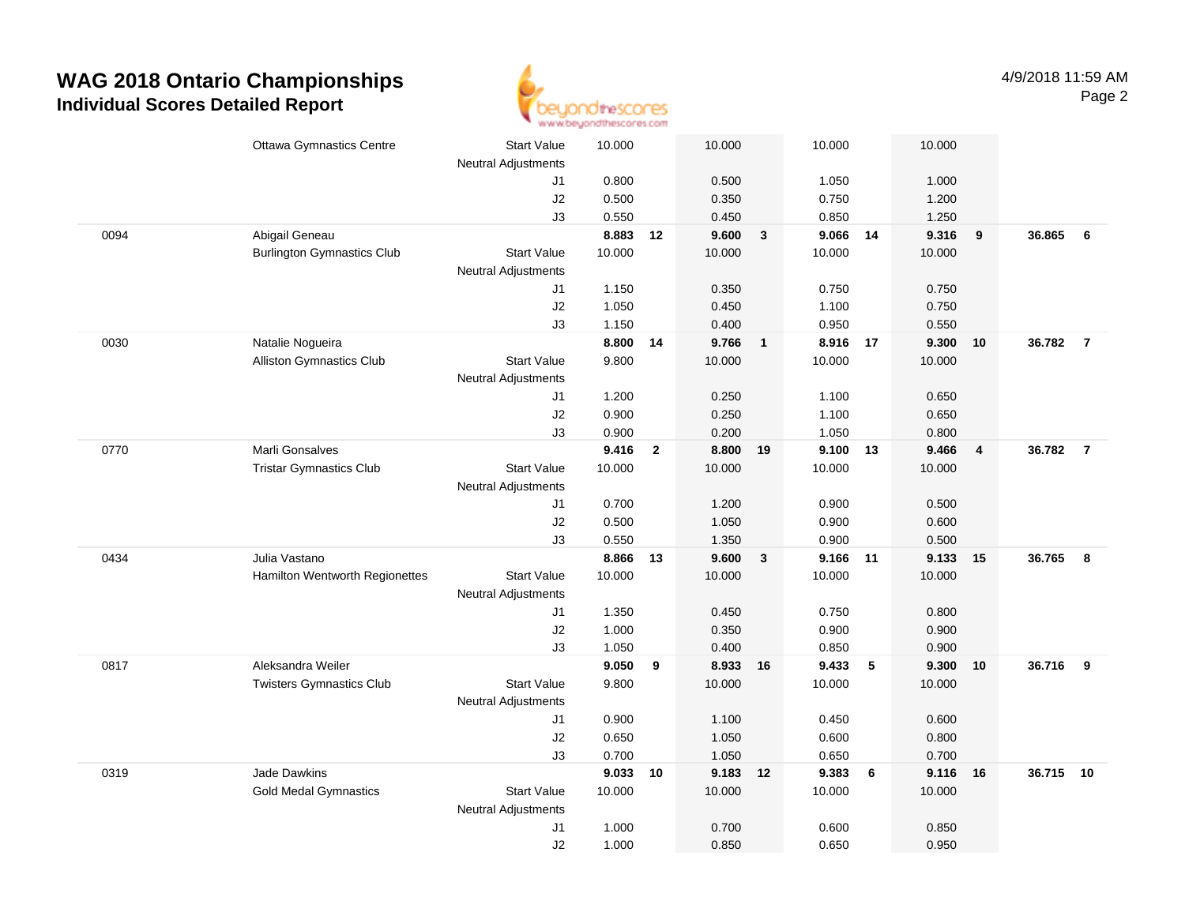# WAG 2018 Ontario Championships

## Individual Scores Detailed Report

4/9/2018 11:59 AM

| | | | | | | | | | | | | |
|---|---|---|---|---|---|---|---|---|---|---|---|---|
| | Ottawa Gymnastics Centre | Start Value | 10.000 | | 10.000 | | 10.000 | | 10.000 | | | |
| | | Neutral Adjustments | | | | | | | | | | |
| | | J1 | 0.800 | | 0.500 | | 1.050 | | 1.000 | | | |
| | | J2 | 0.500 | | 0.350 | | 0.750 | | 1.200 | | | |
| | | J3 | 0.550 | | 0.450 | | 0.850 | | 1.250 | | | |
| 0094 | Abigail Geneau | | **8.883** | **12** | **9.600** | **3** | **9.066** | **14** | **9.316** | **9** | **36.865** | **6** |
| | Burlington Gymnastics Club | Start Value | 10.000 | | 10.000 | | 10.000 | | 10.000 | | | |
| | | Neutral Adjustments | | | | | | | | | | |
| | | J1 | 1.150 | | 0.350 | | 0.750 | | 0.750 | | | |
| | | J2 | 1.050 | | 0.450 | | 1.100 | | 0.750 | | | |
| | | J3 | 1.150 | | 0.400 | | 0.950 | | 0.550 | | | |
| 0030 | Natalie Nogueira | | **8.800** | **14** | **9.766** | **1** | **8.916** | **17** | **9.300** | **10** | **36.782** | **7** |
| | Alliston Gymnastics Club | Start Value | 9.800 | | 10.000 | | 10.000 | | 10.000 | | | |
| | | Neutral Adjustments | | | | | | | | | | |
| | | J1 | 1.200 | | 0.250 | | 1.100 | | 0.650 | | | |
| | | J2 | 0.900 | | 0.250 | | 1.100 | | 0.650 | | | |
| | | J3 | 0.900 | | 0.200 | | 1.050 | | 0.800 | | | |
| 0770 | Marli Gonsalves | | **9.416** | **2** | **8.800** | **19** | **9.100** | **13** | **9.466** | **4** | **36.782** | **7** |
| | Tristar Gymnastics Club | Start Value | 10.000 | | 10.000 | | 10.000 | | 10.000 | | | |
| | | Neutral Adjustments | | | | | | | | | | |
| | | J1 | 0.700 | | 1.200 | | 0.900 | | 0.500 | | | |
| | | J2 | 0.500 | | 1.050 | | 0.900 | | 0.600 | | | |
| | | J3 | 0.550 | | 1.350 | | 0.900 | | 0.500 | | | |
| 0434 | Julia Vastano | | **8.866** | **13** | **9.600** | **3** | **9.166** | **11** | **9.133** | **15** | **36.765** | **8** |
| | Hamilton Wentworth Regionettes | Start Value | 10.000 | | 10.000 | | 10.000 | | 10.000 | | | |
| | | Neutral Adjustments | | | | | | | | | | |
| | | J1 | 1.350 | | 0.450 | | 0.750 | | 0.800 | | | |
| | | J2 | 1.000 | | 0.350 | | 0.900 | | 0.900 | | | |
| | | J3 | 1.050 | | 0.400 | | 0.850 | | 0.900 | | | |
| 0817 | Aleksandra Weiler | | **9.050** | **9** | **8.933** | **16** | **9.433** | **5** | **9.300** | **10** | **36.716** | **9** |
| | Twisters Gymnastics Club | Start Value | 9.800 | | 10.000 | | 10.000 | | 10.000 | | | |
| | | Neutral Adjustments | | | | | | | | | | |
| | | J1 | 0.900 | | 1.100 | | 0.450 | | 0.600 | | | |
| | | J2 | 0.650 | | 1.050 | | 0.600 | | 0.800 | | | |
| | | J3 | 0.700 | | 1.050 | | 0.650 | | 0.700 | | | |
| 0319 | Jade Dawkins | | **9.033** | **10** | **9.183** | **12** | **9.383** | **6** | **9.116** | **16** | **36.715** | **10** |
| | Gold Medal Gymnastics | Start Value | 10.000 | | 10.000 | | 10.000 | | 10.000 | | | |
| | | Neutral Adjustments | | | | | | | | | | |
| | | J1 | 1.000 | | 0.700 | | 0.600 | | 0.850 | | | |
| | | J2 | 1.000 | | 0.850 | | 0.650 | | 0.950 | | | |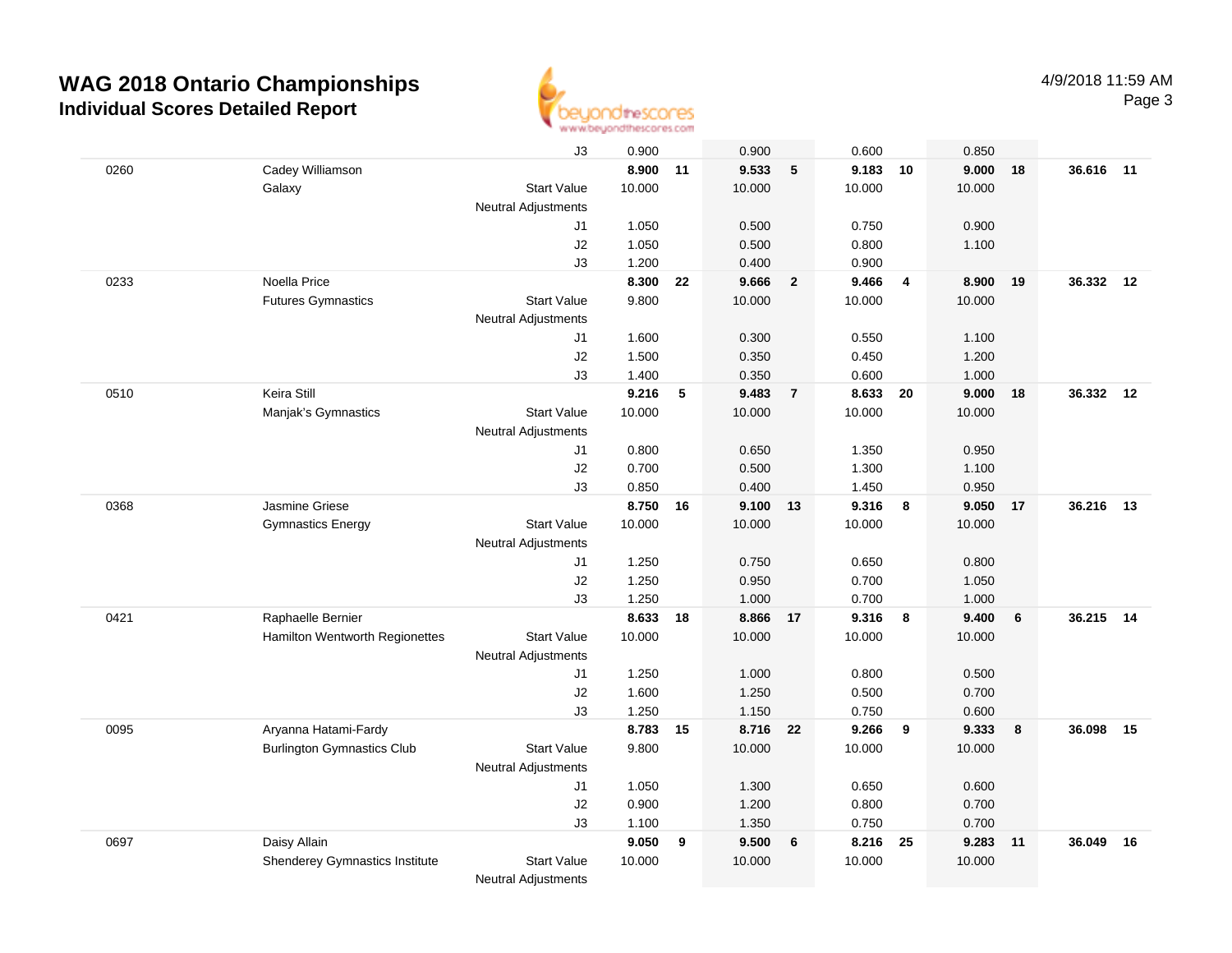# WAG 2018 Ontario Championships

## Individual Scores Detailed Report

4/9/2018 11:59 AM

| | | | Vault | Rank | Bars | Rank | Beam | Rank | Floor | Rank | AA | Rank |
|---|---|---|---|---|---|---|---|---|---|---|---|---|
| | | J3 | 0.900 | | 0.900 | | 0.600 | | 0.850 | | | |
| 0260 | Cadey Williamson | | **8.900** | **11** | **9.533** | **5** | **9.183** | **10** | **9.000** | **18** | **36.616** | **11** |
| | Galaxy | Start Value | 10.000 | | 10.000 | | 10.000 | | 10.000 | | | |
| | | Neutral Adjustments | | | | | | | | | | |
| | | J1 | 1.050 | | 0.500 | | 0.750 | | 0.900 | | | |
| | | J2 | 1.050 | | 0.500 | | 0.800 | | 1.100 | | | |
| | | J3 | 1.200 | | 0.400 | | 0.900 | | | | | |
| 0233 | Noella Price | | **8.300** | **22** | **9.666** | **2** | **9.466** | **4** | **8.900** | **19** | **36.332** | **12** |
| | Futures Gymnastics | Start Value | 9.800 | | 10.000 | | 10.000 | | 10.000 | | | |
| | | Neutral Adjustments | | | | | | | | | | |
| | | J1 | 1.600 | | 0.300 | | 0.550 | | 1.100 | | | |
| | | J2 | 1.500 | | 0.350 | | 0.450 | | 1.200 | | | |
| | | J3 | 1.400 | | 0.350 | | 0.600 | | 1.000 | | | |
| 0510 | Keira Still | | **9.216** | **5** | **9.483** | **7** | **8.633** | **20** | **9.000** | **18** | **36.332** | **12** |
| | Manjak's Gymnastics | Start Value | 10.000 | | 10.000 | | 10.000 | | 10.000 | | | |
| | | Neutral Adjustments | | | | | | | | | | |
| | | J1 | 0.800 | | 0.650 | | 1.350 | | 0.950 | | | |
| | | J2 | 0.700 | | 0.500 | | 1.300 | | 1.100 | | | |
| | | J3 | 0.850 | | 0.400 | | 1.450 | | 0.950 | | | |
| 0368 | Jasmine Griese | | **8.750** | **16** | **9.100** | **13** | **9.316** | **8** | **9.050** | **17** | **36.216** | **13** |
| | Gymnastics Energy | Start Value | 10.000 | | 10.000 | | 10.000 | | 10.000 | | | |
| | | Neutral Adjustments | | | | | | | | | | |
| | | J1 | 1.250 | | 0.750 | | 0.650 | | 0.800 | | | |
| | | J2 | 1.250 | | 0.950 | | 0.700 | | 1.050 | | | |
| | | J3 | 1.250 | | 1.000 | | 0.700 | | 1.000 | | | |
| 0421 | Raphaelle Bernier | | **8.633** | **18** | **8.866** | **17** | **9.316** | **8** | **9.400** | **6** | **36.215** | **14** |
| | Hamilton Wentworth Regionettes | Start Value | 10.000 | | 10.000 | | 10.000 | | 10.000 | | | |
| | | Neutral Adjustments | | | | | | | | | | |
| | | J1 | 1.250 | | 1.000 | | 0.800 | | 0.500 | | | |
| | | J2 | 1.600 | | 1.250 | | 0.500 | | 0.700 | | | |
| | | J3 | 1.250 | | 1.150 | | 0.750 | | 0.600 | | | |
| 0095 | Aryanna Hatami-Fardy | | **8.783** | **15** | **8.716** | **22** | **9.266** | **9** | **9.333** | **8** | **36.098** | **15** |
| | Burlington Gymnastics Club | Start Value | 9.800 | | 10.000 | | 10.000 | | 10.000 | | | |
| | | Neutral Adjustments | | | | | | | | | | |
| | | J1 | 1.050 | | 1.300 | | 0.650 | | 0.600 | | | |
| | | J2 | 0.900 | | 1.200 | | 0.800 | | 0.700 | | | |
| | | J3 | 1.100 | | 1.350 | | 0.750 | | 0.700 | | | |
| 0697 | Daisy Allain | | **9.050** | **9** | **9.500** | **6** | **8.216** | **25** | **9.283** | **11** | **36.049** | **16** |
| | Shenderey Gymnastics Institute | Start Value | 10.000 | | 10.000 | | 10.000 | | 10.000 | | | |
| | | Neutral Adjustments | | | | | | | | | | |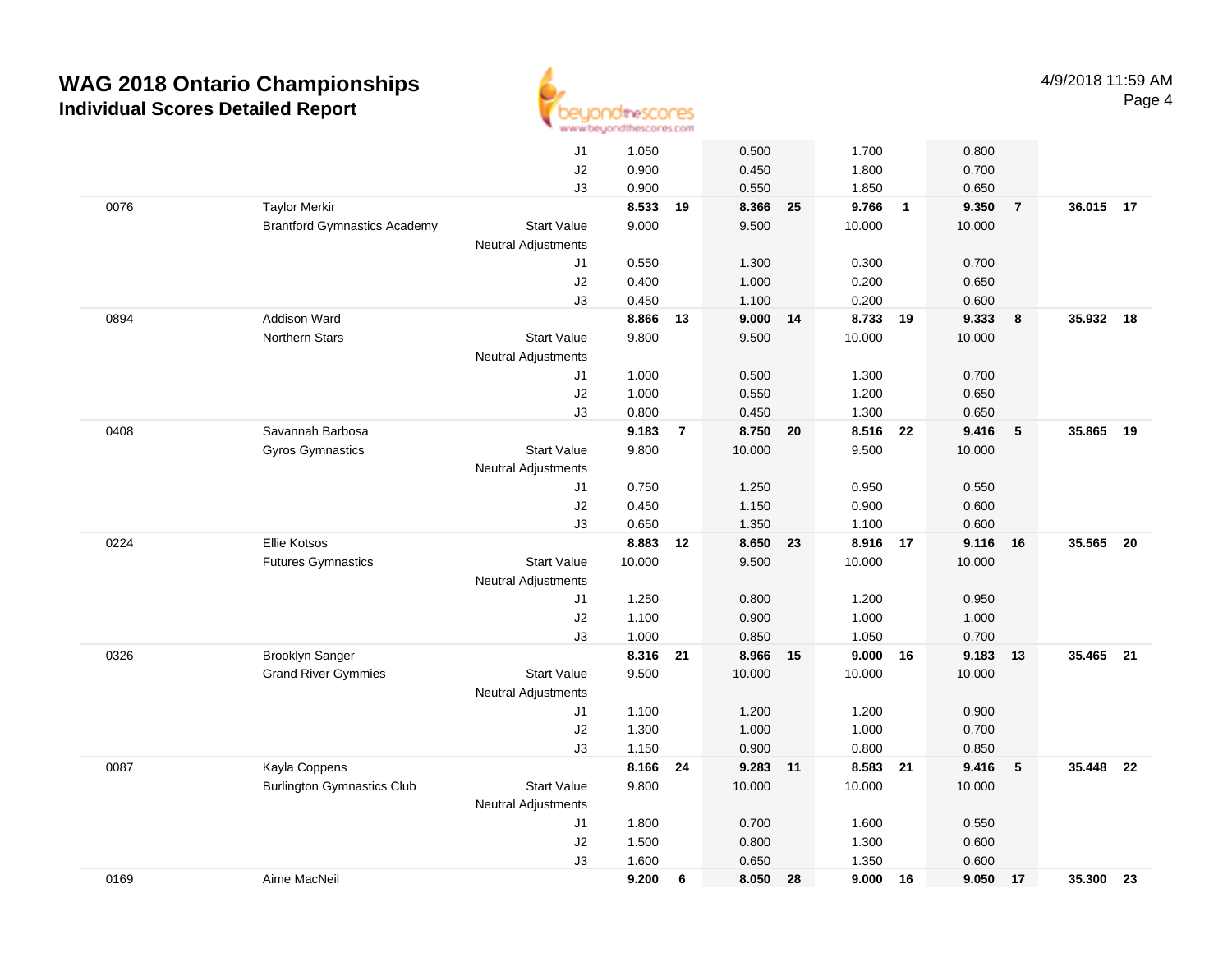# WAG 2018 Ontario Championships
## Individual Scores Detailed Report

4/9/2018 11:59 AM

| | | | Vault | | Bars | | Beam | | Floor | | AA | |
|---|---|---|---|---|---|---|---|---|---|---|---|---|
| | | J1 | 1.050 | | 0.500 | | 1.700 | | 0.800 | | | |
| | | J2 | 0.900 | | 0.450 | | 1.800 | | 0.700 | | | |
| | | J3 | 0.900 | | 0.550 | | 1.850 | | 0.650 | | | |
| 0076 | Taylor Merkir | | **8.533** | **19** | **8.366** | **25** | **9.766** | **1** | **9.350** | **7** | **36.015** | **17** |
| | Brantford Gymnastics Academy | Start Value | 9.000 | | 9.500 | | 10.000 | | 10.000 | | | |
| | | Neutral Adjustments | | | | | | | | | | |
| | | J1 | 0.550 | | 1.300 | | 0.300 | | 0.700 | | | |
| | | J2 | 0.400 | | 1.000 | | 0.200 | | 0.650 | | | |
| | | J3 | 0.450 | | 1.100 | | 0.200 | | 0.600 | | | |
| 0894 | Addison Ward | | **8.866** | **13** | **9.000** | **14** | **8.733** | **19** | **9.333** | **8** | **35.932** | **18** |
| | Northern Stars | Start Value | 9.800 | | 9.500 | | 10.000 | | 10.000 | | | |
| | | Neutral Adjustments | | | | | | | | | | |
| | | J1 | 1.000 | | 0.500 | | 1.300 | | 0.700 | | | |
| | | J2 | 1.000 | | 0.550 | | 1.200 | | 0.650 | | | |
| | | J3 | 0.800 | | 0.450 | | 1.300 | | 0.650 | | | |
| 0408 | Savannah Barbosa | | **9.183** | **7** | **8.750** | **20** | **8.516** | **22** | **9.416** | **5** | **35.865** | **19** |
| | Gyros Gymnastics | Start Value | 9.800 | | 10.000 | | 9.500 | | 10.000 | | | |
| | | Neutral Adjustments | | | | | | | | | | |
| | | J1 | 0.750 | | 1.250 | | 0.950 | | 0.550 | | | |
| | | J2 | 0.450 | | 1.150 | | 0.900 | | 0.600 | | | |
| | | J3 | 0.650 | | 1.350 | | 1.100 | | 0.600 | | | |
| 0224 | Ellie Kotsos | | **8.883** | **12** | **8.650** | **23** | **8.916** | **17** | **9.116** | **16** | **35.565** | **20** |
| | Futures Gymnastics | Start Value | 10.000 | | 9.500 | | 10.000 | | 10.000 | | | |
| | | Neutral Adjustments | | | | | | | | | | |
| | | J1 | 1.250 | | 0.800 | | 1.200 | | 0.950 | | | |
| | | J2 | 1.100 | | 0.900 | | 1.000 | | 1.000 | | | |
| | | J3 | 1.000 | | 0.850 | | 1.050 | | 0.700 | | | |
| 0326 | Brooklyn Sanger | | **8.316** | **21** | **8.966** | **15** | **9.000** | **16** | **9.183** | **13** | **35.465** | **21** |
| | Grand River Gymmies | Start Value | 9.500 | | 10.000 | | 10.000 | | 10.000 | | | |
| | | Neutral Adjustments | | | | | | | | | | |
| | | J1 | 1.100 | | 1.200 | | 1.200 | | 0.900 | | | |
| | | J2 | 1.300 | | 1.000 | | 1.000 | | 0.700 | | | |
| | | J3 | 1.150 | | 0.900 | | 0.800 | | 0.850 | | | |
| 0087 | Kayla Coppens | | **8.166** | **24** | **9.283** | **11** | **8.583** | **21** | **9.416** | **5** | **35.448** | **22** |
| | Burlington Gymnastics Club | Start Value | 9.800 | | 10.000 | | 10.000 | | 10.000 | | | |
| | | Neutral Adjustments | | | | | | | | | | |
| | | J1 | 1.800 | | 0.700 | | 1.600 | | 0.550 | | | |
| | | J2 | 1.500 | | 0.800 | | 1.300 | | 0.600 | | | |
| | | J3 | 1.600 | | 0.650 | | 1.350 | | 0.600 | | | |
| 0169 | Aime MacNeil | | **9.200** | **6** | **8.050** | **28** | **9.000** | **16** | **9.050** | **17** | **35.300** | **23** |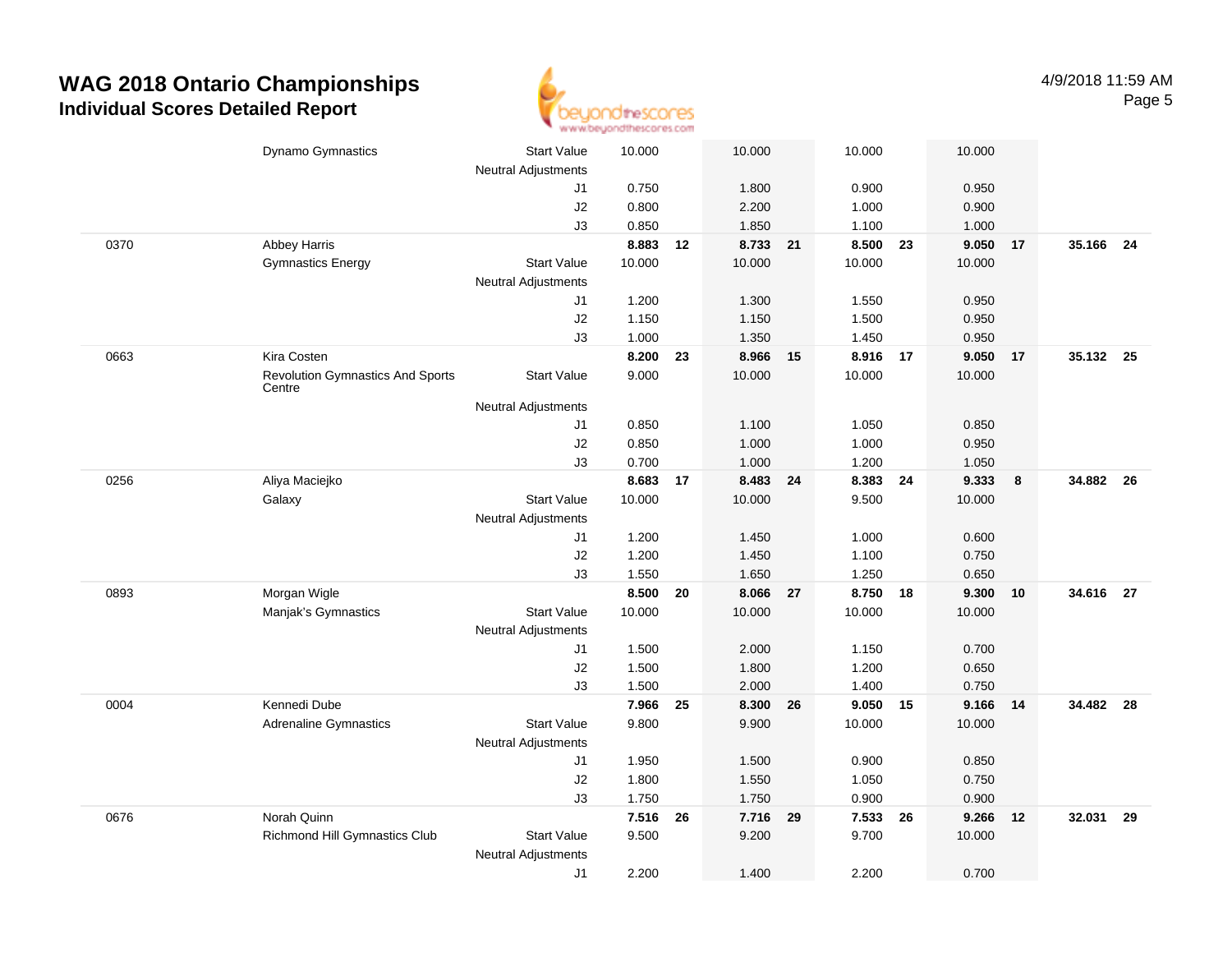# WAG 2018 Ontario Championships
## Individual Scores Detailed Report

4/9/2018 11:59 AM

| # | Name / Club | | Vault | Rank | Bars | Rank | Beam | Rank | Floor | Rank | AA | Rank |
|---|---|---|---|---|---|---|---|---|---|---|---|---|
| | Dynamo Gymnastics | Start Value | 10.000 | | 10.000 | | 10.000 | | 10.000 | | | |
| | | Neutral Adjustments | | | | | | | | | | |
| | | J1 | 0.750 | | 1.800 | | 0.900 | | 0.950 | | | |
| | | J2 | 0.800 | | 2.200 | | 1.000 | | 0.900 | | | |
| | | J3 | 0.850 | | 1.850 | | 1.100 | | 1.000 | | | |
| 0370 | Abbey Harris | | **8.883** | **12** | **8.733** | **21** | **8.500** | **23** | **9.050** | **17** | **35.166** | **24** |
| | Gymnastics Energy | Start Value | 10.000 | | 10.000 | | 10.000 | | 10.000 | | | |
| | | Neutral Adjustments | | | | | | | | | | |
| | | J1 | 1.200 | | 1.300 | | 1.550 | | 0.950 | | | |
| | | J2 | 1.150 | | 1.150 | | 1.500 | | 0.950 | | | |
| | | J3 | 1.000 | | 1.350 | | 1.450 | | 0.950 | | | |
| 0663 | Kira Costen | | **8.200** | **23** | **8.966** | **15** | **8.916** | **17** | **9.050** | **17** | **35.132** | **25** |
| | Revolution Gymnastics And Sports Centre | Start Value | 9.000 | | 10.000 | | 10.000 | | 10.000 | | | |
| | | Neutral Adjustments | | | | | | | | | | |
| | | J1 | 0.850 | | 1.100 | | 1.050 | | 0.850 | | | |
| | | J2 | 0.850 | | 1.000 | | 1.000 | | 0.950 | | | |
| | | J3 | 0.700 | | 1.000 | | 1.200 | | 1.050 | | | |
| 0256 | Aliya Maciejko | | **8.683** | **17** | **8.483** | **24** | **8.383** | **24** | **9.333** | **8** | **34.882** | **26** |
| | Galaxy | Start Value | 10.000 | | 10.000 | | 9.500 | | 10.000 | | | |
| | | Neutral Adjustments | | | | | | | | | | |
| | | J1 | 1.200 | | 1.450 | | 1.000 | | 0.600 | | | |
| | | J2 | 1.200 | | 1.450 | | 1.100 | | 0.750 | | | |
| | | J3 | 1.550 | | 1.650 | | 1.250 | | 0.650 | | | |
| 0893 | Morgan Wigle | | **8.500** | **20** | **8.066** | **27** | **8.750** | **18** | **9.300** | **10** | **34.616** | **27** |
| | Manjak's Gymnastics | Start Value | 10.000 | | 10.000 | | 10.000 | | 10.000 | | | |
| | | Neutral Adjustments | | | | | | | | | | |
| | | J1 | 1.500 | | 2.000 | | 1.150 | | 0.700 | | | |
| | | J2 | 1.500 | | 1.800 | | 1.200 | | 0.650 | | | |
| | | J3 | 1.500 | | 2.000 | | 1.400 | | 0.750 | | | |
| 0004 | Kennedi Dube | | **7.966** | **25** | **8.300** | **26** | **9.050** | **15** | **9.166** | **14** | **34.482** | **28** |
| | Adrenaline Gymnastics | Start Value | 9.800 | | 9.900 | | 10.000 | | 10.000 | | | |
| | | Neutral Adjustments | | | | | | | | | | |
| | | J1 | 1.950 | | 1.500 | | 0.900 | | 0.850 | | | |
| | | J2 | 1.800 | | 1.550 | | 1.050 | | 0.750 | | | |
| | | J3 | 1.750 | | 1.750 | | 0.900 | | 0.900 | | | |
| 0676 | Norah Quinn | | **7.516** | **26** | **7.716** | **29** | **7.533** | **26** | **9.266** | **12** | **32.031** | **29** |
| | Richmond Hill Gymnastics Club | Start Value | 9.500 | | 9.200 | | 9.700 | | 10.000 | | | |
| | | Neutral Adjustments | | | | | | | | | | |
| | | J1 | 2.200 | | 1.400 | | 2.200 | | 0.700 | | | |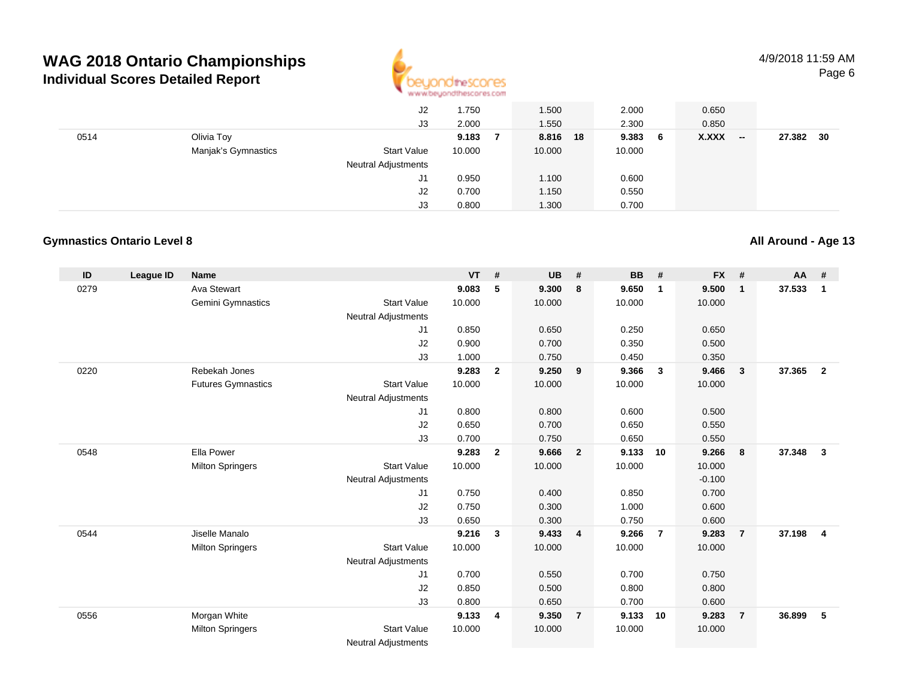# WAG 2018 Ontario Championships

## Individual Scores Detailed Report

4/9/2018 11:59 AM

| ID | League ID | Name | | VT | # | UB | # | BB | # | FX | # | AA | # |
|---|---|---|---|---|---|---|---|---|---|---|---|---|---|
| | | | J2 | 1.750 | | 1.500 | | 2.000 | | 0.650 | | | |
| | | | J3 | 2.000 | | 1.550 | | 2.300 | | 0.850 | | | |
| 0514 | | Olivia Toy | | **9.183** | **7** | **8.816** | **18** | **9.383** | **6** | **X.XXX** | **--** | **27.382** | **30** |
| | | Manjak's Gymnastics | Start Value | 10.000 | | 10.000 | | 10.000 | | | | | |
| | | | Neutral Adjustments | | | | | | | | | | |
| | | | J1 | 0.950 | | 1.100 | | 0.600 | | | | | |
| | | | J2 | 0.700 | | 1.150 | | 0.550 | | | | | |
| | | | J3 | 0.800 | | 1.300 | | 0.700 | | | | | |

### Gymnastics Ontario Level 8

### All Around - Age 13

| ID | League ID | Name | | VT | # | UB | # | BB | # | FX | # | AA | # |
|---|---|---|---|---|---|---|---|---|---|---|---|---|---|
| 0279 | | Ava Stewart | | **9.083** | **5** | **9.300** | **8** | **9.650** | **1** | **9.500** | **1** | **37.533** | **1** |
| | | Gemini Gymnastics | Start Value | 10.000 | | 10.000 | | 10.000 | | 10.000 | | | |
| | | | Neutral Adjustments | | | | | | | | | | |
| | | | J1 | 0.850 | | 0.650 | | 0.250 | | 0.650 | | | |
| | | | J2 | 0.900 | | 0.700 | | 0.350 | | 0.500 | | | |
| | | | J3 | 1.000 | | 0.750 | | 0.450 | | 0.350 | | | |
| 0220 | | Rebekah Jones | | **9.283** | **2** | **9.250** | **9** | **9.366** | **3** | **9.466** | **3** | **37.365** | **2** |
| | | Futures Gymnastics | Start Value | 10.000 | | 10.000 | | 10.000 | | 10.000 | | | |
| | | | Neutral Adjustments | | | | | | | | | | |
| | | | J1 | 0.800 | | 0.800 | | 0.600 | | 0.500 | | | |
| | | | J2 | 0.650 | | 0.700 | | 0.650 | | 0.550 | | | |
| | | | J3 | 0.700 | | 0.750 | | 0.650 | | 0.550 | | | |
| 0548 | | Ella Power | | **9.283** | **2** | **9.666** | **2** | **9.133** | **10** | **9.266** | **8** | **37.348** | **3** |
| | | Milton Springers | Start Value | 10.000 | | 10.000 | | 10.000 | | 10.000 | | | |
| | | | Neutral Adjustments | | | | | | | -0.100 | | | |
| | | | J1 | 0.750 | | 0.400 | | 0.850 | | 0.700 | | | |
| | | | J2 | 0.750 | | 0.300 | | 1.000 | | 0.600 | | | |
| | | | J3 | 0.650 | | 0.300 | | 0.750 | | 0.600 | | | |
| 0544 | | Jiselle Manalo | | **9.216** | **3** | **9.433** | **4** | **9.266** | **7** | **9.283** | **7** | **37.198** | **4** |
| | | Milton Springers | Start Value | 10.000 | | 10.000 | | 10.000 | | 10.000 | | | |
| | | | Neutral Adjustments | | | | | | | | | | |
| | | | J1 | 0.700 | | 0.550 | | 0.700 | | 0.750 | | | |
| | | | J2 | 0.850 | | 0.500 | | 0.800 | | 0.800 | | | |
| | | | J3 | 0.800 | | 0.650 | | 0.700 | | 0.600 | | | |
| 0556 | | Morgan White | | **9.133** | **4** | **9.350** | **7** | **9.133** | **10** | **9.283** | **7** | **36.899** | **5** |
| | | Milton Springers | Start Value | 10.000 | | 10.000 | | 10.000 | | 10.000 | | | |
| | | | Neutral Adjustments | | | | | | | | | | |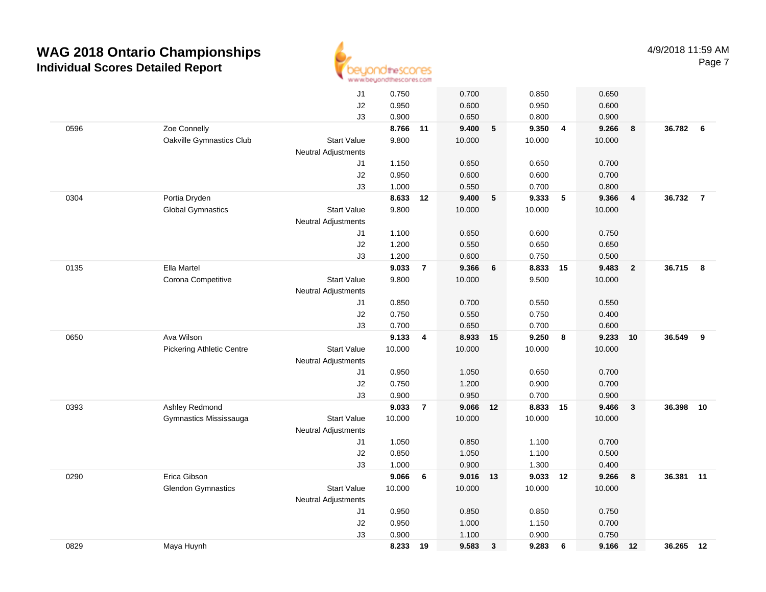# WAG 2018 Ontario Championships

## Individual Scores Detailed Report

4/9/2018 11:59 AM

| | | | | | | | | | | | | |
|---|---|---|---|---|---|---|---|---|---|---|---|---|
| | | J1 | 0.750 | | 0.700 | | 0.850 | | 0.650 | | | |
| | | J2 | 0.950 | | 0.600 | | 0.950 | | 0.600 | | | |
| | | J3 | 0.900 | | 0.650 | | 0.800 | | 0.900 | | | |
| 0596 | Zoe Connelly | | **8.766** | **11** | **9.400** | **5** | **9.350** | **4** | **9.266** | **8** | **36.782** | **6** |
| | Oakville Gymnastics Club | Start Value | 9.800 | | 10.000 | | 10.000 | | 10.000 | | | |
| | | Neutral Adjustments | | | | | | | | | | |
| | | J1 | 1.150 | | 0.650 | | 0.650 | | 0.700 | | | |
| | | J2 | 0.950 | | 0.600 | | 0.600 | | 0.700 | | | |
| | | J3 | 1.000 | | 0.550 | | 0.700 | | 0.800 | | | |
| 0304 | Portia Dryden | | **8.633** | **12** | **9.400** | **5** | **9.333** | **5** | **9.366** | **4** | **36.732** | **7** |
| | Global Gymnastics | Start Value | 9.800 | | 10.000 | | 10.000 | | 10.000 | | | |
| | | Neutral Adjustments | | | | | | | | | | |
| | | J1 | 1.100 | | 0.650 | | 0.600 | | 0.750 | | | |
| | | J2 | 1.200 | | 0.550 | | 0.650 | | 0.650 | | | |
| | | J3 | 1.200 | | 0.600 | | 0.750 | | 0.500 | | | |
| 0135 | Ella Martel | | **9.033** | **7** | **9.366** | **6** | **8.833** | **15** | **9.483** | **2** | **36.715** | **8** |
| | Corona Competitive | Start Value | 9.800 | | 10.000 | | 9.500 | | 10.000 | | | |
| | | Neutral Adjustments | | | | | | | | | | |
| | | J1 | 0.850 | | 0.700 | | 0.550 | | 0.550 | | | |
| | | J2 | 0.750 | | 0.550 | | 0.750 | | 0.400 | | | |
| | | J3 | 0.700 | | 0.650 | | 0.700 | | 0.600 | | | |
| 0650 | Ava Wilson | | **9.133** | **4** | **8.933** | **15** | **9.250** | **8** | **9.233** | **10** | **36.549** | **9** |
| | Pickering Athletic Centre | Start Value | 10.000 | | 10.000 | | 10.000 | | 10.000 | | | |
| | | Neutral Adjustments | | | | | | | | | | |
| | | J1 | 0.950 | | 1.050 | | 0.650 | | 0.700 | | | |
| | | J2 | 0.750 | | 1.200 | | 0.900 | | 0.700 | | | |
| | | J3 | 0.900 | | 0.950 | | 0.700 | | 0.900 | | | |
| 0393 | Ashley Redmond | | **9.033** | **7** | **9.066** | **12** | **8.833** | **15** | **9.466** | **3** | **36.398** | **10** |
| | Gymnastics Mississauga | Start Value | 10.000 | | 10.000 | | 10.000 | | 10.000 | | | |
| | | Neutral Adjustments | | | | | | | | | | |
| | | J1 | 1.050 | | 0.850 | | 1.100 | | 0.700 | | | |
| | | J2 | 0.850 | | 1.050 | | 1.100 | | 0.500 | | | |
| | | J3 | 1.000 | | 0.900 | | 1.300 | | 0.400 | | | |
| 0290 | Erica Gibson | | **9.066** | **6** | **9.016** | **13** | **9.033** | **12** | **9.266** | **8** | **36.381** | **11** |
| | Glendon Gymnastics | Start Value | 10.000 | | 10.000 | | 10.000 | | 10.000 | | | |
| | | Neutral Adjustments | | | | | | | | | | |
| | | J1 | 0.950 | | 0.850 | | 0.850 | | 0.750 | | | |
| | | J2 | 0.950 | | 1.000 | | 1.150 | | 0.700 | | | |
| | | J3 | 0.900 | | 1.100 | | 0.900 | | 0.750 | | | |
| 0829 | Maya Huynh | | **8.233** | **19** | **9.583** | **3** | **9.283** | **6** | **9.166** | **12** | **36.265** | **12** |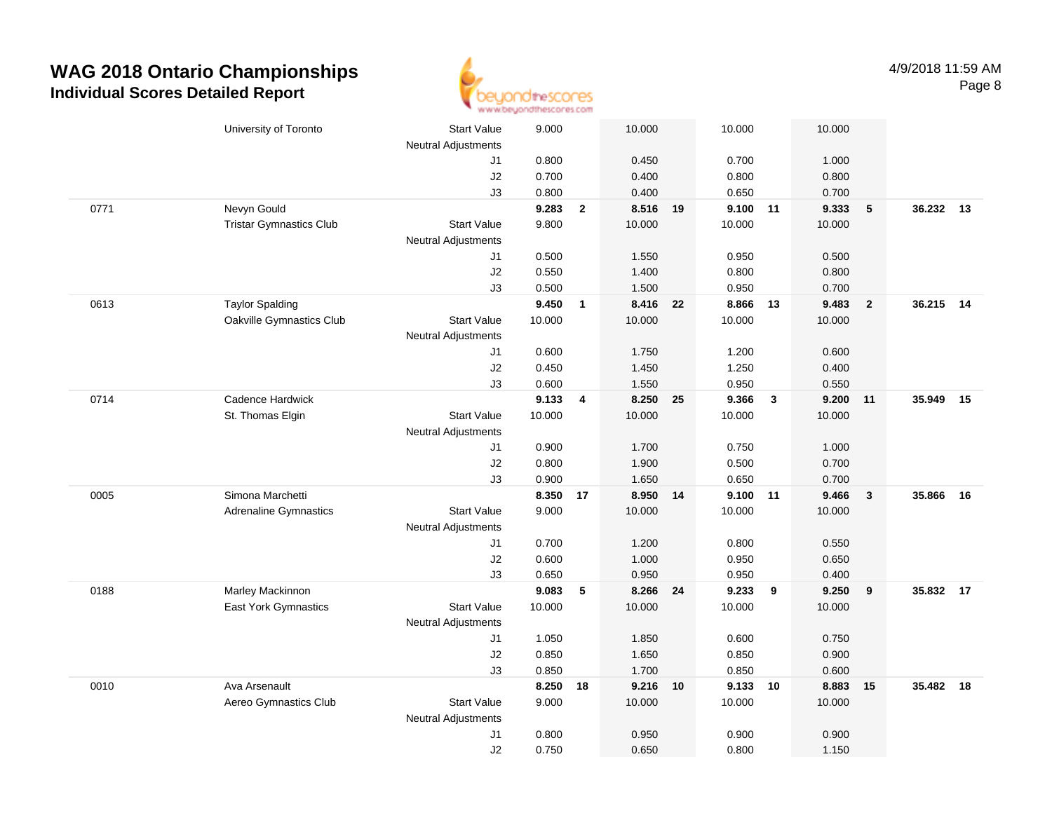# WAG 2018 Ontario Championships
## Individual Scores Detailed Report

4/9/2018 11:59 AM

| # | Name / Club | | Vault | Rank | Bars | Rank | Beam | Rank | Floor | Rank | AA | Rank |
|---|---|---|---|---|---|---|---|---|---|---|---|---|
| | University of Toronto | Start Value | 9.000 | | 10.000 | | 10.000 | | 10.000 | | | |
| | | Neutral Adjustments | | | | | | | | | | |
| | | J1 | 0.800 | | 0.450 | | 0.700 | | 1.000 | | | |
| | | J2 | 0.700 | | 0.400 | | 0.800 | | 0.800 | | | |
| | | J3 | 0.800 | | 0.400 | | 0.650 | | 0.700 | | | |
| 0771 | Nevyn Gould | | **9.283** | **2** | **8.516** | **19** | **9.100** | **11** | **9.333** | **5** | **36.232** | **13** |
| | Tristar Gymnastics Club | Start Value | 9.800 | | 10.000 | | 10.000 | | 10.000 | | | |
| | | Neutral Adjustments | | | | | | | | | | |
| | | J1 | 0.500 | | 1.550 | | 0.950 | | 0.500 | | | |
| | | J2 | 0.550 | | 1.400 | | 0.800 | | 0.800 | | | |
| | | J3 | 0.500 | | 1.500 | | 0.950 | | 0.700 | | | |
| 0613 | Taylor Spalding | | **9.450** | **1** | **8.416** | **22** | **8.866** | **13** | **9.483** | **2** | **36.215** | **14** |
| | Oakville Gymnastics Club | Start Value | 10.000 | | 10.000 | | 10.000 | | 10.000 | | | |
| | | Neutral Adjustments | | | | | | | | | | |
| | | J1 | 0.600 | | 1.750 | | 1.200 | | 0.600 | | | |
| | | J2 | 0.450 | | 1.450 | | 1.250 | | 0.400 | | | |
| | | J3 | 0.600 | | 1.550 | | 0.950 | | 0.550 | | | |
| 0714 | Cadence Hardwick | | **9.133** | **4** | **8.250** | **25** | **9.366** | **3** | **9.200** | **11** | **35.949** | **15** |
| | St. Thomas Elgin | Start Value | 10.000 | | 10.000 | | 10.000 | | 10.000 | | | |
| | | Neutral Adjustments | | | | | | | | | | |
| | | J1 | 0.900 | | 1.700 | | 0.750 | | 1.000 | | | |
| | | J2 | 0.800 | | 1.900 | | 0.500 | | 0.700 | | | |
| | | J3 | 0.900 | | 1.650 | | 0.650 | | 0.700 | | | |
| 0005 | Simona Marchetti | | **8.350** | **17** | **8.950** | **14** | **9.100** | **11** | **9.466** | **3** | **35.866** | **16** |
| | Adrenaline Gymnastics | Start Value | 9.000 | | 10.000 | | 10.000 | | 10.000 | | | |
| | | Neutral Adjustments | | | | | | | | | | |
| | | J1 | 0.700 | | 1.200 | | 0.800 | | 0.550 | | | |
| | | J2 | 0.600 | | 1.000 | | 0.950 | | 0.650 | | | |
| | | J3 | 0.650 | | 0.950 | | 0.950 | | 0.400 | | | |
| 0188 | Marley Mackinnon | | **9.083** | **5** | **8.266** | **24** | **9.233** | **9** | **9.250** | **9** | **35.832** | **17** |
| | East York Gymnastics | Start Value | 10.000 | | 10.000 | | 10.000 | | 10.000 | | | |
| | | Neutral Adjustments | | | | | | | | | | |
| | | J1 | 1.050 | | 1.850 | | 0.600 | | 0.750 | | | |
| | | J2 | 0.850 | | 1.650 | | 0.850 | | 0.900 | | | |
| | | J3 | 0.850 | | 1.700 | | 0.850 | | 0.600 | | | |
| 0010 | Ava Arsenault | | **8.250** | **18** | **9.216** | **10** | **9.133** | **10** | **8.883** | **15** | **35.482** | **18** |
| | Aereo Gymnastics Club | Start Value | 9.000 | | 10.000 | | 10.000 | | 10.000 | | | |
| | | Neutral Adjustments | | | | | | | | | | |
| | | J1 | 0.800 | | 0.950 | | 0.900 | | 0.900 | | | |
| | | J2 | 0.750 | | 0.650 | | 0.800 | | 1.150 | | | |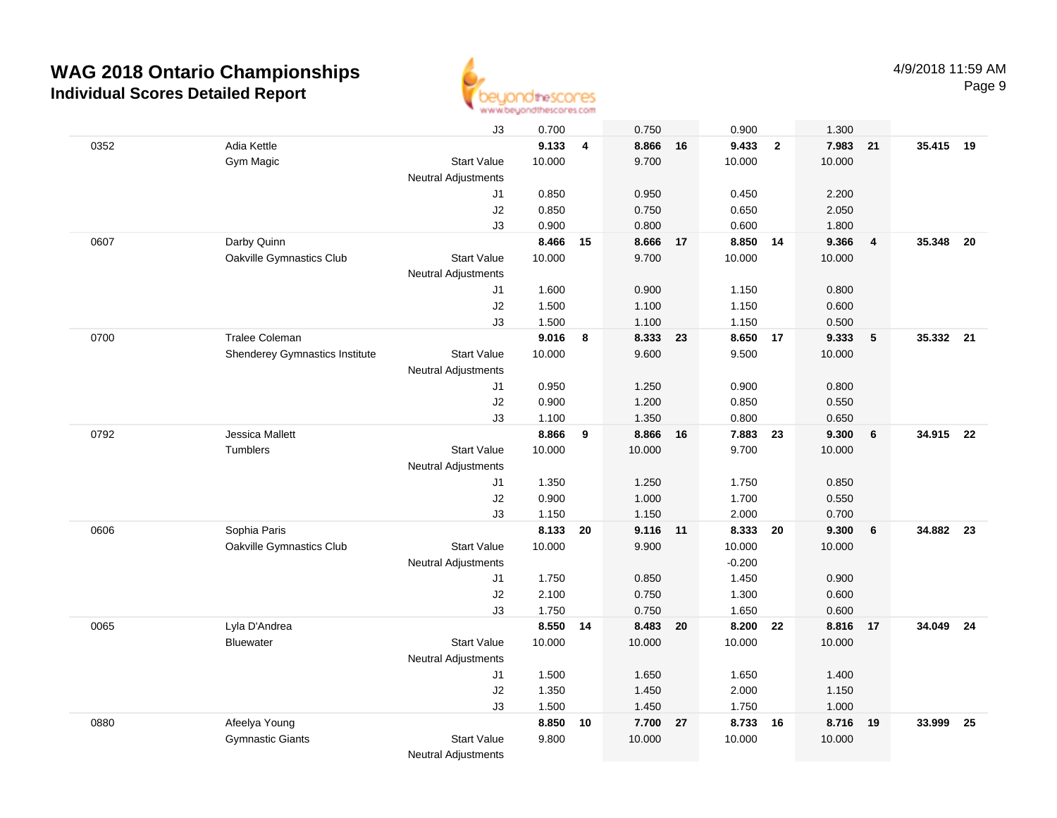# WAG 2018 Ontario Championships

## Individual Scores Detailed Report

4/9/2018 11:59 AM

| | | | Vault | | Bars | | Beam | | Floor | | AA | |
|---|---|---|---|---|---|---|---|---|---|---|---|---|
| | | J3 | 0.700 | | 0.750 | | 0.900 | | 1.300 | | | |
| 0352 | Adia Kettle | | **9.133** | **4** | **8.866** | **16** | **9.433** | **2** | **7.983** | **21** | **35.415** | **19** |
| | Gym Magic | Start Value | 10.000 | | 9.700 | | 10.000 | | 10.000 | | | |
| | | Neutral Adjustments | | | | | | | | | | |
| | | J1 | 0.850 | | 0.950 | | 0.450 | | 2.200 | | | |
| | | J2 | 0.850 | | 0.750 | | 0.650 | | 2.050 | | | |
| | | J3 | 0.900 | | 0.800 | | 0.600 | | 1.800 | | | |
| 0607 | Darby Quinn | | **8.466** | **15** | **8.666** | **17** | **8.850** | **14** | **9.366** | **4** | **35.348** | **20** |
| | Oakville Gymnastics Club | Start Value | 10.000 | | 9.700 | | 10.000 | | 10.000 | | | |
| | | Neutral Adjustments | | | | | | | | | | |
| | | J1 | 1.600 | | 0.900 | | 1.150 | | 0.800 | | | |
| | | J2 | 1.500 | | 1.100 | | 1.150 | | 0.600 | | | |
| | | J3 | 1.500 | | 1.100 | | 1.150 | | 0.500 | | | |
| 0700 | Tralee Coleman | | **9.016** | **8** | **8.333** | **23** | **8.650** | **17** | **9.333** | **5** | **35.332** | **21** |
| | Shenderey Gymnastics Institute | Start Value | 10.000 | | 9.600 | | 9.500 | | 10.000 | | | |
| | | Neutral Adjustments | | | | | | | | | | |
| | | J1 | 0.950 | | 1.250 | | 0.900 | | 0.800 | | | |
| | | J2 | 0.900 | | 1.200 | | 0.850 | | 0.550 | | | |
| | | J3 | 1.100 | | 1.350 | | 0.800 | | 0.650 | | | |
| 0792 | Jessica Mallett | | **8.866** | **9** | **8.866** | **16** | **7.883** | **23** | **9.300** | **6** | **34.915** | **22** |
| | Tumblers | Start Value | 10.000 | | 10.000 | | 9.700 | | 10.000 | | | |
| | | Neutral Adjustments | | | | | | | | | | |
| | | J1 | 1.350 | | 1.250 | | 1.750 | | 0.850 | | | |
| | | J2 | 0.900 | | 1.000 | | 1.700 | | 0.550 | | | |
| | | J3 | 1.150 | | 1.150 | | 2.000 | | 0.700 | | | |
| 0606 | Sophia Paris | | **8.133** | **20** | **9.116** | **11** | **8.333** | **20** | **9.300** | **6** | **34.882** | **23** |
| | Oakville Gymnastics Club | Start Value | 10.000 | | 9.900 | | 10.000 | | 10.000 | | | |
| | | Neutral Adjustments | | | | | -0.200 | | | | | |
| | | J1 | 1.750 | | 0.850 | | 1.450 | | 0.900 | | | |
| | | J2 | 2.100 | | 0.750 | | 1.300 | | 0.600 | | | |
| | | J3 | 1.750 | | 0.750 | | 1.650 | | 0.600 | | | |
| 0065 | Lyla D'Andrea | | **8.550** | **14** | **8.483** | **20** | **8.200** | **22** | **8.816** | **17** | **34.049** | **24** |
| | Bluewater | Start Value | 10.000 | | 10.000 | | 10.000 | | 10.000 | | | |
| | | Neutral Adjustments | | | | | | | | | | |
| | | J1 | 1.500 | | 1.650 | | 1.650 | | 1.400 | | | |
| | | J2 | 1.350 | | 1.450 | | 2.000 | | 1.150 | | | |
| | | J3 | 1.500 | | 1.450 | | 1.750 | | 1.000 | | | |
| 0880 | Afeelya Young | | **8.850** | **10** | **7.700** | **27** | **8.733** | **16** | **8.716** | **19** | **33.999** | **25** |
| | Gymnastic Giants | Start Value | 9.800 | | 10.000 | | 10.000 | | 10.000 | | | |
| | | Neutral Adjustments | | | | | | | | | | |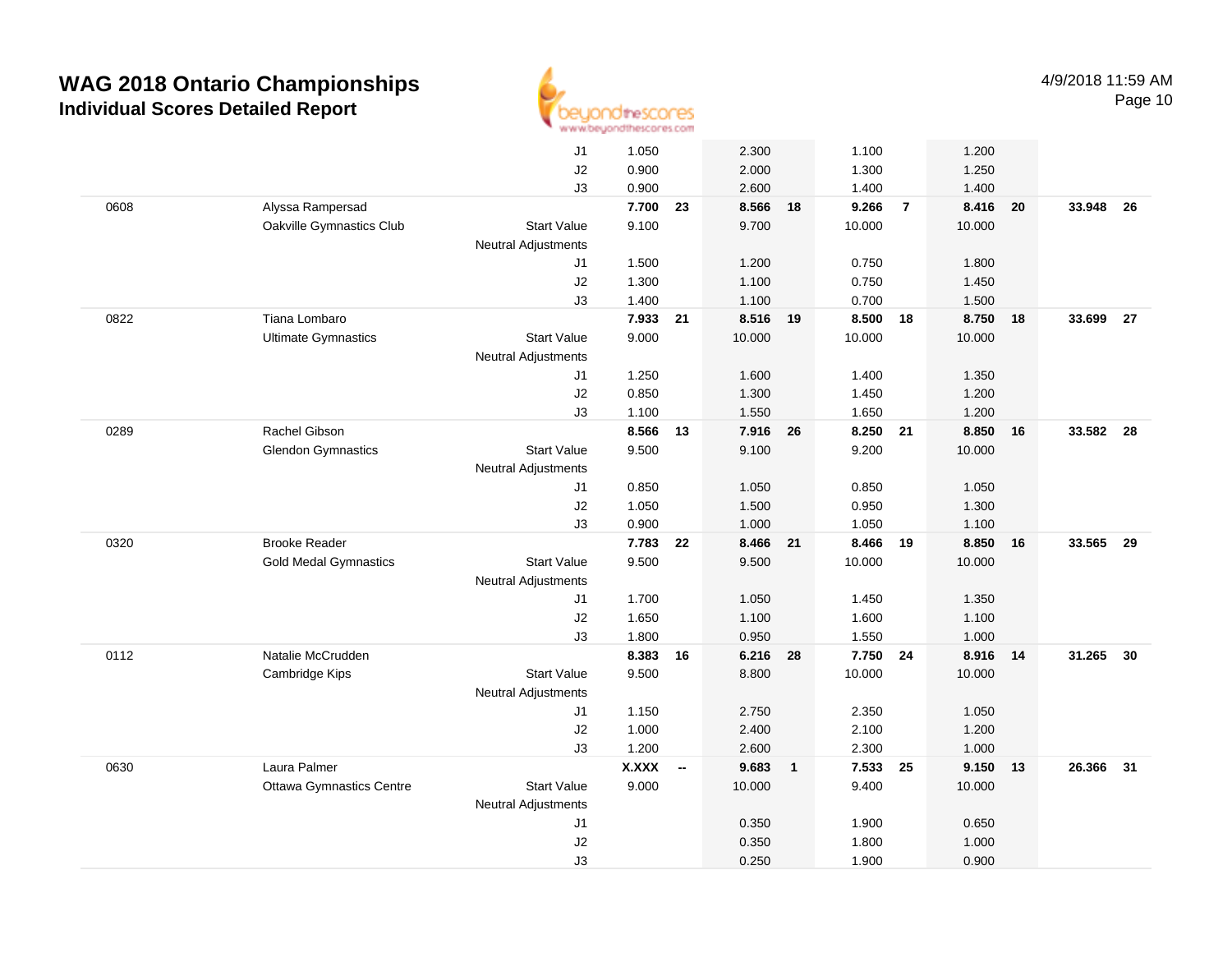# WAG 2018 Ontario Championships

## Individual Scores Detailed Report

4/9/2018 11:59 AM

| | | | Vault | | Bars | | Beam | | Floor | | AA | |
|---|---|---|---|---|---|---|---|---|---|---|---|---|
| | | J1 | 1.050 | | 2.300 | | 1.100 | | 1.200 | | | |
| | | J2 | 0.900 | | 2.000 | | 1.300 | | 1.250 | | | |
| | | J3 | 0.900 | | 2.600 | | 1.400 | | 1.400 | | | |
| 0608 | Alyssa Rampersad | | **7.700** | **23** | **8.566** | **18** | **9.266** | **7** | **8.416** | **20** | **33.948** | **26** |
| | Oakville Gymnastics Club | Start Value | 9.100 | | 9.700 | | 10.000 | | 10.000 | | | |
| | | Neutral Adjustments | | | | | | | | | | |
| | | J1 | 1.500 | | 1.200 | | 0.750 | | 1.800 | | | |
| | | J2 | 1.300 | | 1.100 | | 0.750 | | 1.450 | | | |
| | | J3 | 1.400 | | 1.100 | | 0.700 | | 1.500 | | | |
| 0822 | Tiana Lombaro | | **7.933** | **21** | **8.516** | **19** | **8.500** | **18** | **8.750** | **18** | **33.699** | **27** |
| | Ultimate Gymnastics | Start Value | 9.000 | | 10.000 | | 10.000 | | 10.000 | | | |
| | | Neutral Adjustments | | | | | | | | | | |
| | | J1 | 1.250 | | 1.600 | | 1.400 | | 1.350 | | | |
| | | J2 | 0.850 | | 1.300 | | 1.450 | | 1.200 | | | |
| | | J3 | 1.100 | | 1.550 | | 1.650 | | 1.200 | | | |
| 0289 | Rachel Gibson | | **8.566** | **13** | **7.916** | **26** | **8.250** | **21** | **8.850** | **16** | **33.582** | **28** |
| | Glendon Gymnastics | Start Value | 9.500 | | 9.100 | | 9.200 | | 10.000 | | | |
| | | Neutral Adjustments | | | | | | | | | | |
| | | J1 | 0.850 | | 1.050 | | 0.850 | | 1.050 | | | |
| | | J2 | 1.050 | | 1.500 | | 0.950 | | 1.300 | | | |
| | | J3 | 0.900 | | 1.000 | | 1.050 | | 1.100 | | | |
| 0320 | Brooke Reader | | **7.783** | **22** | **8.466** | **21** | **8.466** | **19** | **8.850** | **16** | **33.565** | **29** |
| | Gold Medal Gymnastics | Start Value | 9.500 | | 9.500 | | 10.000 | | 10.000 | | | |
| | | Neutral Adjustments | | | | | | | | | | |
| | | J1 | 1.700 | | 1.050 | | 1.450 | | 1.350 | | | |
| | | J2 | 1.650 | | 1.100 | | 1.600 | | 1.100 | | | |
| | | J3 | 1.800 | | 0.950 | | 1.550 | | 1.000 | | | |
| 0112 | Natalie McCrudden | | **8.383** | **16** | **6.216** | **28** | **7.750** | **24** | **8.916** | **14** | **31.265** | **30** |
| | Cambridge Kips | Start Value | 9.500 | | 8.800 | | 10.000 | | 10.000 | | | |
| | | Neutral Adjustments | | | | | | | | | | |
| | | J1 | 1.150 | | 2.750 | | 2.350 | | 1.050 | | | |
| | | J2 | 1.000 | | 2.400 | | 2.100 | | 1.200 | | | |
| | | J3 | 1.200 | | 2.600 | | 2.300 | | 1.000 | | | |
| 0630 | Laura Palmer | | **X.XXX** | **--** | **9.683** | **1** | **7.533** | **25** | **9.150** | **13** | **26.366** | **31** |
| | Ottawa Gymnastics Centre | Start Value | 9.000 | | 10.000 | | 9.400 | | 10.000 | | | |
| | | Neutral Adjustments | | | | | | | | | | |
| | | J1 | | | 0.350 | | 1.900 | | 0.650 | | | |
| | | J2 | | | 0.350 | | 1.800 | | 1.000 | | | |
| | | J3 | | | 0.250 | | 1.900 | | 0.900 | | | |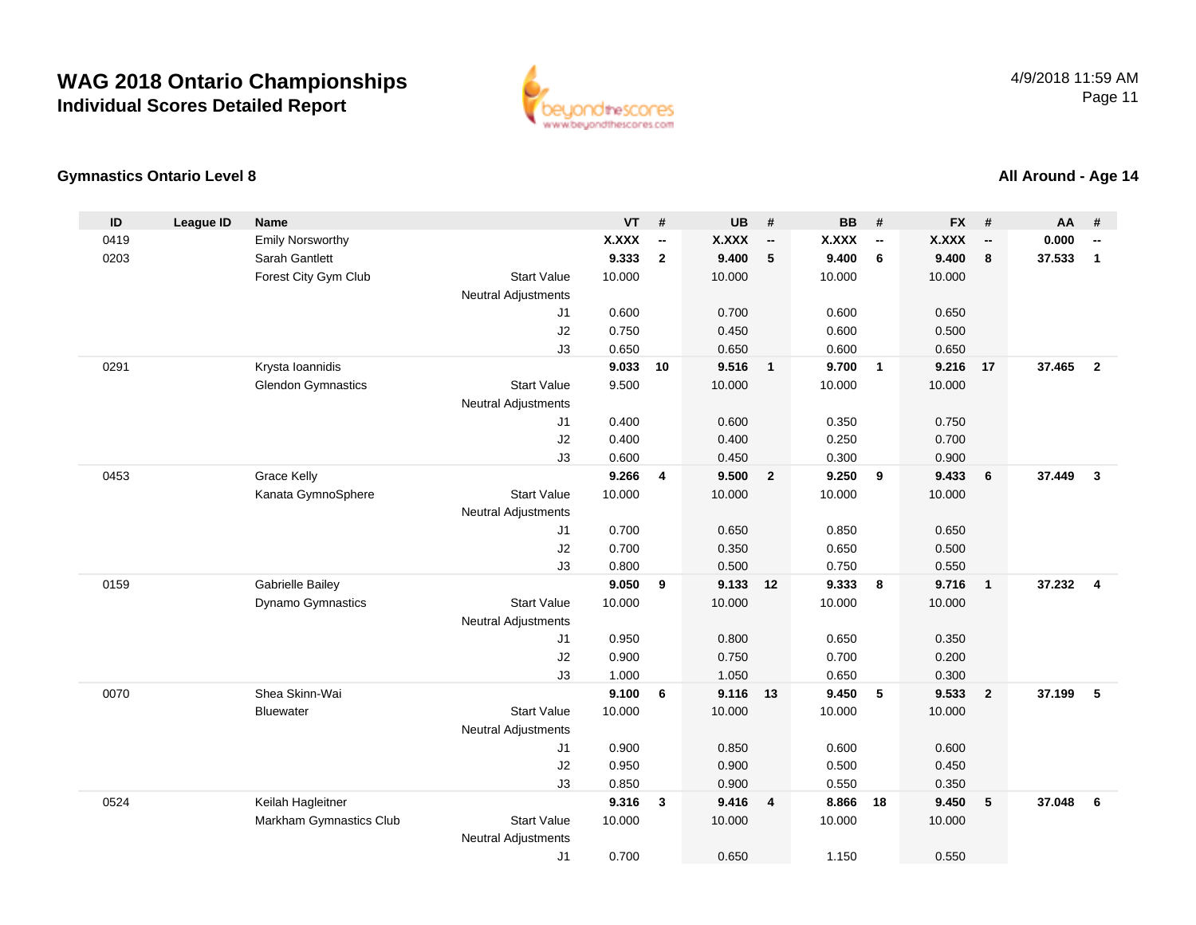# WAG 2018 Ontario Championships

## Individual Scores Detailed Report

4/9/2018 11:59 AM

### Gymnastics Ontario Level 8

### All Around - Age 14

| ID | League ID | Name | | VT | # | UB | # | BB | # | FX | # | AA | # |
|---|---|---|---|---|---|---|---|---|---|---|---|---|---|
| 0419 | | Emily Norsworthy | | **X.XXX** | **--** | **X.XXX** | **--** | **X.XXX** | **--** | **X.XXX** | **--** | **0.000** | **--** |
| 0203 | | Sarah Gantlett | | **9.333** | **2** | **9.400** | **5** | **9.400** | **6** | **9.400** | **8** | **37.533** | **1** |
| | | Forest City Gym Club | Start Value | 10.000 | | 10.000 | | 10.000 | | 10.000 | | | |
| | | | Neutral Adjustments | | | | | | | | | | |
| | | | J1 | 0.600 | | 0.700 | | 0.600 | | 0.650 | | | |
| | | | J2 | 0.750 | | 0.450 | | 0.600 | | 0.500 | | | |
| | | | J3 | 0.650 | | 0.650 | | 0.600 | | 0.650 | | | |
| 0291 | | Krysta Ioannidis | | **9.033** | **10** | **9.516** | **1** | **9.700** | **1** | **9.216** | **17** | **37.465** | **2** |
| | | Glendon Gymnastics | Start Value | 9.500 | | 10.000 | | 10.000 | | 10.000 | | | |
| | | | Neutral Adjustments | | | | | | | | | | |
| | | | J1 | 0.400 | | 0.600 | | 0.350 | | 0.750 | | | |
| | | | J2 | 0.400 | | 0.400 | | 0.250 | | 0.700 | | | |
| | | | J3 | 0.600 | | 0.450 | | 0.300 | | 0.900 | | | |
| 0453 | | Grace Kelly | | **9.266** | **4** | **9.500** | **2** | **9.250** | **9** | **9.433** | **6** | **37.449** | **3** |
| | | Kanata GymnoSphere | Start Value | 10.000 | | 10.000 | | 10.000 | | 10.000 | | | |
| | | | Neutral Adjustments | | | | | | | | | | |
| | | | J1 | 0.700 | | 0.650 | | 0.850 | | 0.650 | | | |
| | | | J2 | 0.700 | | 0.350 | | 0.650 | | 0.500 | | | |
| | | | J3 | 0.800 | | 0.500 | | 0.750 | | 0.550 | | | |
| 0159 | | Gabrielle Bailey | | **9.050** | **9** | **9.133** | **12** | **9.333** | **8** | **9.716** | **1** | **37.232** | **4** |
| | | Dynamo Gymnastics | Start Value | 10.000 | | 10.000 | | 10.000 | | 10.000 | | | |
| | | | Neutral Adjustments | | | | | | | | | | |
| | | | J1 | 0.950 | | 0.800 | | 0.650 | | 0.350 | | | |
| | | | J2 | 0.900 | | 0.750 | | 0.700 | | 0.200 | | | |
| | | | J3 | 1.000 | | 1.050 | | 0.650 | | 0.300 | | | |
| 0070 | | Shea Skinn-Wai | | **9.100** | **6** | **9.116** | **13** | **9.450** | **5** | **9.533** | **2** | **37.199** | **5** |
| | | Bluewater | Start Value | 10.000 | | 10.000 | | 10.000 | | 10.000 | | | |
| | | | Neutral Adjustments | | | | | | | | | | |
| | | | J1 | 0.900 | | 0.850 | | 0.600 | | 0.600 | | | |
| | | | J2 | 0.950 | | 0.900 | | 0.500 | | 0.450 | | | |
| | | | J3 | 0.850 | | 0.900 | | 0.550 | | 0.350 | | | |
| 0524 | | Keilah Hagleitner | | **9.316** | **3** | **9.416** | **4** | **8.866** | **18** | **9.450** | **5** | **37.048** | **6** |
| | | Markham Gymnastics Club | Start Value | 10.000 | | 10.000 | | 10.000 | | 10.000 | | | |
| | | | Neutral Adjustments | | | | | | | | | | |
| | | | J1 | 0.700 | | 0.650 | | 1.150 | | 0.550 | | | |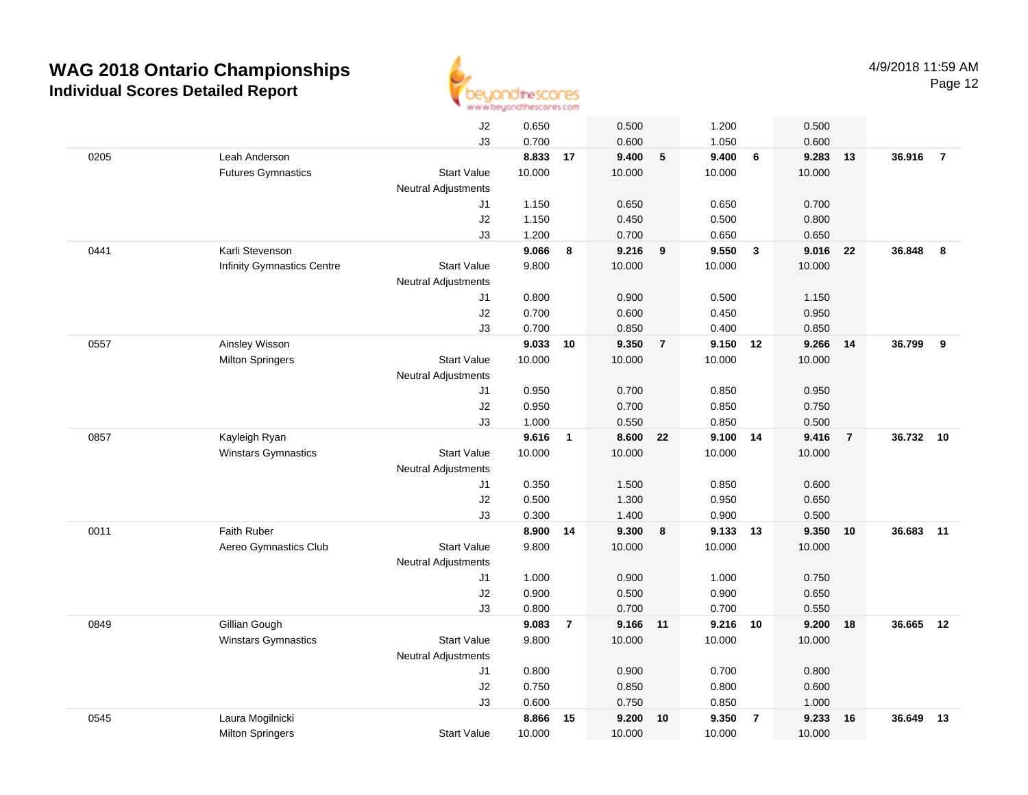# WAG 2018 Ontario Championships

## Individual Scores Detailed Report

4/9/2018 11:59 AM

| # | Name / Club | | Vault | Rank | Bars | Rank | Beam | Rank | Floor | Rank | AA | Rank |
|---|---|---|---|---|---|---|---|---|---|---|---|---|
| | | J2 | 0.650 | | 0.500 | | 1.200 | | 0.500 | | | |
| | | J3 | 0.700 | | 0.600 | | 1.050 | | 0.600 | | | |
| 0205 | Leah Anderson | | **8.833** | **17** | **9.400** | **5** | **9.400** | **6** | **9.283** | **13** | **36.916** | **7** |
| | Futures Gymnastics | Start Value | 10.000 | | 10.000 | | 10.000 | | 10.000 | | | |
| | | Neutral Adjustments | | | | | | | | | | |
| | | J1 | 1.150 | | 0.650 | | 0.650 | | 0.700 | | | |
| | | J2 | 1.150 | | 0.450 | | 0.500 | | 0.800 | | | |
| | | J3 | 1.200 | | 0.700 | | 0.650 | | 0.650 | | | |
| 0441 | Karli Stevenson | | **9.066** | **8** | **9.216** | **9** | **9.550** | **3** | **9.016** | **22** | **36.848** | **8** |
| | Infinity Gymnastics Centre | Start Value | 9.800 | | 10.000 | | 10.000 | | 10.000 | | | |
| | | Neutral Adjustments | | | | | | | | | | |
| | | J1 | 0.800 | | 0.900 | | 0.500 | | 1.150 | | | |
| | | J2 | 0.700 | | 0.600 | | 0.450 | | 0.950 | | | |
| | | J3 | 0.700 | | 0.850 | | 0.400 | | 0.850 | | | |
| 0557 | Ainsley Wisson | | **9.033** | **10** | **9.350** | **7** | **9.150** | **12** | **9.266** | **14** | **36.799** | **9** |
| | Milton Springers | Start Value | 10.000 | | 10.000 | | 10.000 | | 10.000 | | | |
| | | Neutral Adjustments | | | | | | | | | | |
| | | J1 | 0.950 | | 0.700 | | 0.850 | | 0.950 | | | |
| | | J2 | 0.950 | | 0.700 | | 0.850 | | 0.750 | | | |
| | | J3 | 1.000 | | 0.550 | | 0.850 | | 0.500 | | | |
| 0857 | Kayleigh Ryan | | **9.616** | **1** | **8.600** | **22** | **9.100** | **14** | **9.416** | **7** | **36.732** | **10** |
| | Winstars Gymnastics | Start Value | 10.000 | | 10.000 | | 10.000 | | 10.000 | | | |
| | | Neutral Adjustments | | | | | | | | | | |
| | | J1 | 0.350 | | 1.500 | | 0.850 | | 0.600 | | | |
| | | J2 | 0.500 | | 1.300 | | 0.950 | | 0.650 | | | |
| | | J3 | 0.300 | | 1.400 | | 0.900 | | 0.500 | | | |
| 0011 | Faith Ruber | | **8.900** | **14** | **9.300** | **8** | **9.133** | **13** | **9.350** | **10** | **36.683** | **11** |
| | Aereo Gymnastics Club | Start Value | 9.800 | | 10.000 | | 10.000 | | 10.000 | | | |
| | | Neutral Adjustments | | | | | | | | | | |
| | | J1 | 1.000 | | 0.900 | | 1.000 | | 0.750 | | | |
| | | J2 | 0.900 | | 0.500 | | 0.900 | | 0.650 | | | |
| | | J3 | 0.800 | | 0.700 | | 0.700 | | 0.550 | | | |
| 0849 | Gillian Gough | | **9.083** | **7** | **9.166** | **11** | **9.216** | **10** | **9.200** | **18** | **36.665** | **12** |
| | Winstars Gymnastics | Start Value | 9.800 | | 10.000 | | 10.000 | | 10.000 | | | |
| | | Neutral Adjustments | | | | | | | | | | |
| | | J1 | 0.800 | | 0.900 | | 0.700 | | 0.800 | | | |
| | | J2 | 0.750 | | 0.850 | | 0.800 | | 0.600 | | | |
| | | J3 | 0.600 | | 0.750 | | 0.850 | | 1.000 | | | |
| 0545 | Laura Mogilnicki | | **8.866** | **15** | **9.200** | **10** | **9.350** | **7** | **9.233** | **16** | **36.649** | **13** |
| | Milton Springers | Start Value | 10.000 | | 10.000 | | 10.000 | | 10.000 | | | |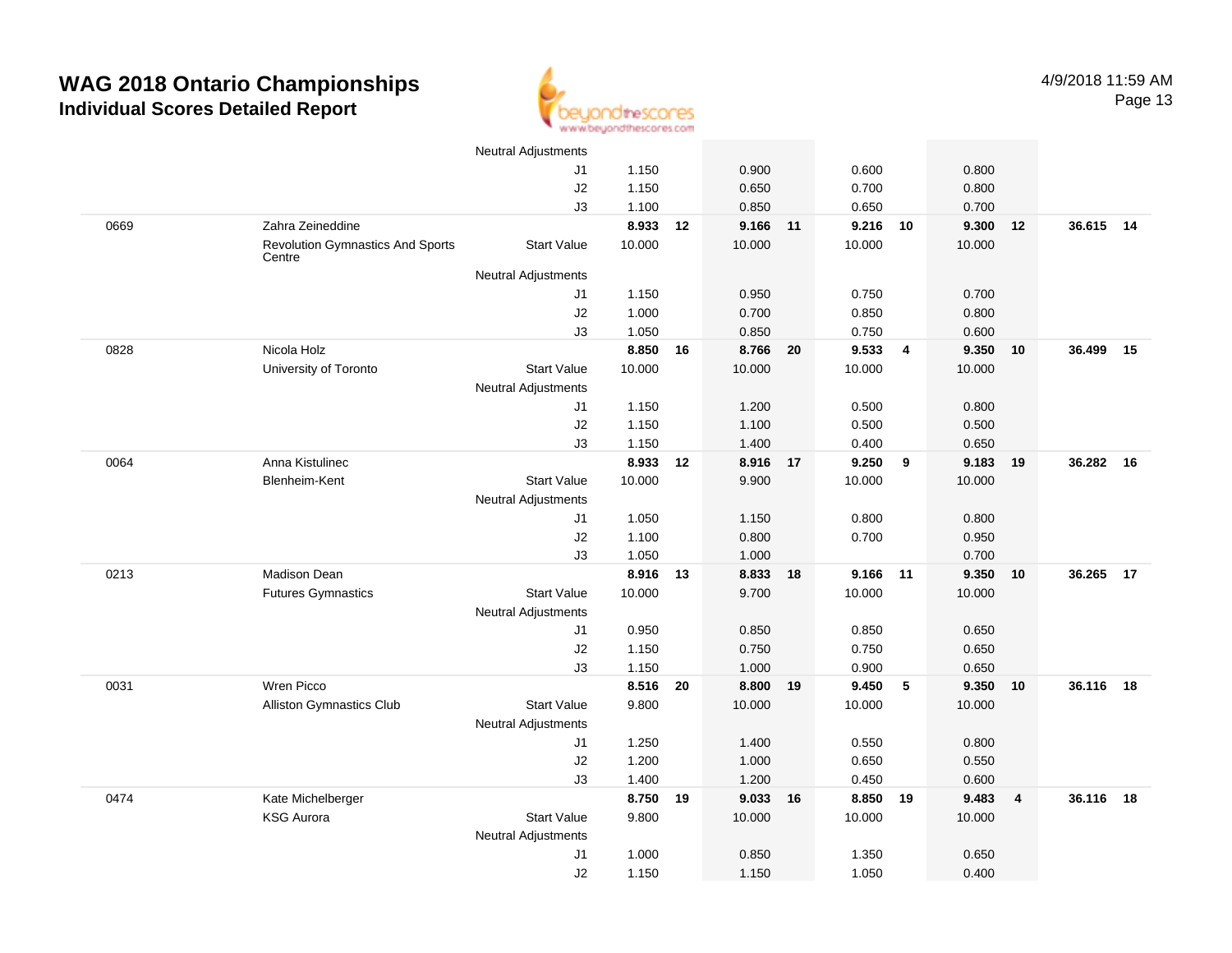# WAG 2018 Ontario Championships
## Individual Scores Detailed Report

4/9/2018 11:59 AM

| | | | | | | | | | | | | |
|---|---|---|---|---|---|---|---|---|---|---|---|---|
| | | Neutral Adjustments | | | | | | | | | | |
| | | J1 | 1.150 | | 0.900 | | 0.600 | | 0.800 | | | |
| | | J2 | 1.150 | | 0.650 | | 0.700 | | 0.800 | | | |
| | | J3 | 1.100 | | 0.850 | | 0.650 | | 0.700 | | | |
| 0669 | Zahra Zeineddine | | **8.933** | **12** | **9.166** | **11** | **9.216** | **10** | **9.300** | **12** | **36.615** | **14** |
| | Revolution Gymnastics And Sports Centre | Start Value | 10.000 | | 10.000 | | 10.000 | | 10.000 | | | |
| | | Neutral Adjustments | | | | | | | | | | |
| | | J1 | 1.150 | | 0.950 | | 0.750 | | 0.700 | | | |
| | | J2 | 1.000 | | 0.700 | | 0.850 | | 0.800 | | | |
| | | J3 | 1.050 | | 0.850 | | 0.750 | | 0.600 | | | |
| 0828 | Nicola Holz | | **8.850** | **16** | **8.766** | **20** | **9.533** | **4** | **9.350** | **10** | **36.499** | **15** |
| | University of Toronto | Start Value | 10.000 | | 10.000 | | 10.000 | | 10.000 | | | |
| | | Neutral Adjustments | | | | | | | | | | |
| | | J1 | 1.150 | | 1.200 | | 0.500 | | 0.800 | | | |
| | | J2 | 1.150 | | 1.100 | | 0.500 | | 0.500 | | | |
| | | J3 | 1.150 | | 1.400 | | 0.400 | | 0.650 | | | |
| 0064 | Anna Kistulinec | | **8.933** | **12** | **8.916** | **17** | **9.250** | **9** | **9.183** | **19** | **36.282** | **16** |
| | Blenheim-Kent | Start Value | 10.000 | | 9.900 | | 10.000 | | 10.000 | | | |
| | | Neutral Adjustments | | | | | | | | | | |
| | | J1 | 1.050 | | 1.150 | | 0.800 | | 0.800 | | | |
| | | J2 | 1.100 | | 0.800 | | 0.700 | | 0.950 | | | |
| | | J3 | 1.050 | | 1.000 | | | | 0.700 | | | |
| 0213 | Madison Dean | | **8.916** | **13** | **8.833** | **18** | **9.166** | **11** | **9.350** | **10** | **36.265** | **17** |
| | Futures Gymnastics | Start Value | 10.000 | | 9.700 | | 10.000 | | 10.000 | | | |
| | | Neutral Adjustments | | | | | | | | | | |
| | | J1 | 0.950 | | 0.850 | | 0.850 | | 0.650 | | | |
| | | J2 | 1.150 | | 0.750 | | 0.750 | | 0.650 | | | |
| | | J3 | 1.150 | | 1.000 | | 0.900 | | 0.650 | | | |
| 0031 | Wren Picco | | **8.516** | **20** | **8.800** | **19** | **9.450** | **5** | **9.350** | **10** | **36.116** | **18** |
| | Alliston Gymnastics Club | Start Value | 9.800 | | 10.000 | | 10.000 | | 10.000 | | | |
| | | Neutral Adjustments | | | | | | | | | | |
| | | J1 | 1.250 | | 1.400 | | 0.550 | | 0.800 | | | |
| | | J2 | 1.200 | | 1.000 | | 0.650 | | 0.550 | | | |
| | | J3 | 1.400 | | 1.200 | | 0.450 | | 0.600 | | | |
| 0474 | Kate Michelberger | | **8.750** | **19** | **9.033** | **16** | **8.850** | **19** | **9.483** | **4** | **36.116** | **18** |
| | KSG Aurora | Start Value | 9.800 | | 10.000 | | 10.000 | | 10.000 | | | |
| | | Neutral Adjustments | | | | | | | | | | |
| | | J1 | 1.000 | | 0.850 | | 1.350 | | 0.650 | | | |
| | | J2 | 1.150 | | 1.150 | | 1.050 | | 0.400 | | | |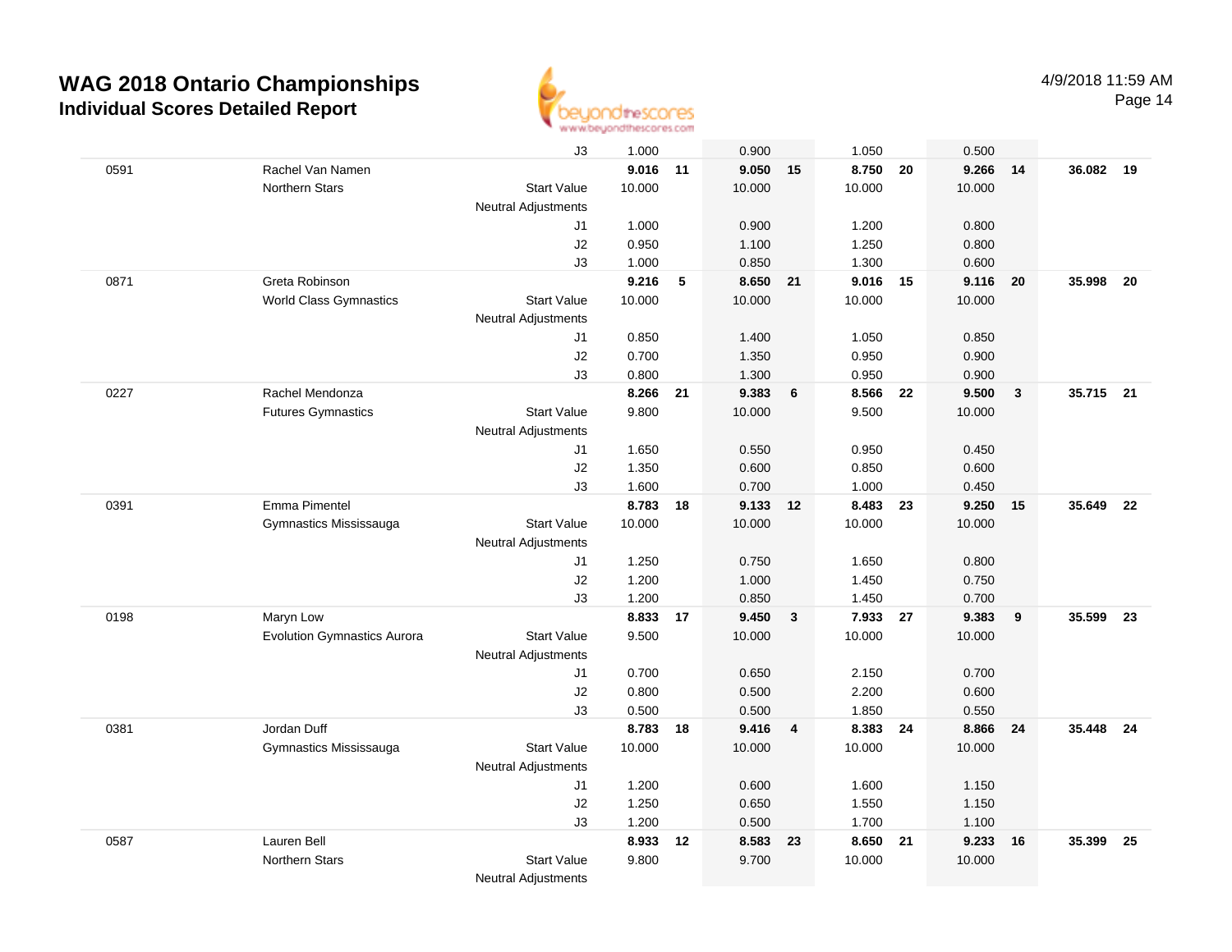# WAG 2018 Ontario Championships

## Individual Scores Detailed Report

4/9/2018 11:59 AM

| | | | Vault | | Bars | | Beam | | Floor | | AA | |
|---|---|---|---|---|---|---|---|---|---|---|---|---|
| | | J3 | 1.000 | | 0.900 | | 1.050 | | 0.500 | | | |
| 0591 | Rachel Van Namen | | **9.016** | **11** | **9.050** | **15** | **8.750** | **20** | **9.266** | **14** | **36.082** | **19** |
| | Northern Stars | Start Value | 10.000 | | 10.000 | | 10.000 | | 10.000 | | | |
| | | Neutral Adjustments | | | | | | | | | | |
| | | J1 | 1.000 | | 0.900 | | 1.200 | | 0.800 | | | |
| | | J2 | 0.950 | | 1.100 | | 1.250 | | 0.800 | | | |
| | | J3 | 1.000 | | 0.850 | | 1.300 | | 0.600 | | | |
| 0871 | Greta Robinson | | **9.216** | **5** | **8.650** | **21** | **9.016** | **15** | **9.116** | **20** | **35.998** | **20** |
| | World Class Gymnastics | Start Value | 10.000 | | 10.000 | | 10.000 | | 10.000 | | | |
| | | Neutral Adjustments | | | | | | | | | | |
| | | J1 | 0.850 | | 1.400 | | 1.050 | | 0.850 | | | |
| | | J2 | 0.700 | | 1.350 | | 0.950 | | 0.900 | | | |
| | | J3 | 0.800 | | 1.300 | | 0.950 | | 0.900 | | | |
| 0227 | Rachel Mendonza | | **8.266** | **21** | **9.383** | **6** | **8.566** | **22** | **9.500** | **3** | **35.715** | **21** |
| | Futures Gymnastics | Start Value | 9.800 | | 10.000 | | 9.500 | | 10.000 | | | |
| | | Neutral Adjustments | | | | | | | | | | |
| | | J1 | 1.650 | | 0.550 | | 0.950 | | 0.450 | | | |
| | | J2 | 1.350 | | 0.600 | | 0.850 | | 0.600 | | | |
| | | J3 | 1.600 | | 0.700 | | 1.000 | | 0.450 | | | |
| 0391 | Emma Pimentel | | **8.783** | **18** | **9.133** | **12** | **8.483** | **23** | **9.250** | **15** | **35.649** | **22** |
| | Gymnastics Mississauga | Start Value | 10.000 | | 10.000 | | 10.000 | | 10.000 | | | |
| | | Neutral Adjustments | | | | | | | | | | |
| | | J1 | 1.250 | | 0.750 | | 1.650 | | 0.800 | | | |
| | | J2 | 1.200 | | 1.000 | | 1.450 | | 0.750 | | | |
| | | J3 | 1.200 | | 0.850 | | 1.450 | | 0.700 | | | |
| 0198 | Maryn Low | | **8.833** | **17** | **9.450** | **3** | **7.933** | **27** | **9.383** | **9** | **35.599** | **23** |
| | Evolution Gymnastics Aurora | Start Value | 9.500 | | 10.000 | | 10.000 | | 10.000 | | | |
| | | Neutral Adjustments | | | | | | | | | | |
| | | J1 | 0.700 | | 0.650 | | 2.150 | | 0.700 | | | |
| | | J2 | 0.800 | | 0.500 | | 2.200 | | 0.600 | | | |
| | | J3 | 0.500 | | 0.500 | | 1.850 | | 0.550 | | | |
| 0381 | Jordan Duff | | **8.783** | **18** | **9.416** | **4** | **8.383** | **24** | **8.866** | **24** | **35.448** | **24** |
| | Gymnastics Mississauga | Start Value | 10.000 | | 10.000 | | 10.000 | | 10.000 | | | |
| | | Neutral Adjustments | | | | | | | | | | |
| | | J1 | 1.200 | | 0.600 | | 1.600 | | 1.150 | | | |
| | | J2 | 1.250 | | 0.650 | | 1.550 | | 1.150 | | | |
| | | J3 | 1.200 | | 0.500 | | 1.700 | | 1.100 | | | |
| 0587 | Lauren Bell | | **8.933** | **12** | **8.583** | **23** | **8.650** | **21** | **9.233** | **16** | **35.399** | **25** |
| | Northern Stars | Start Value | 9.800 | | 9.700 | | 10.000 | | 10.000 | | | |
| | | Neutral Adjustments | | | | | | | | | | |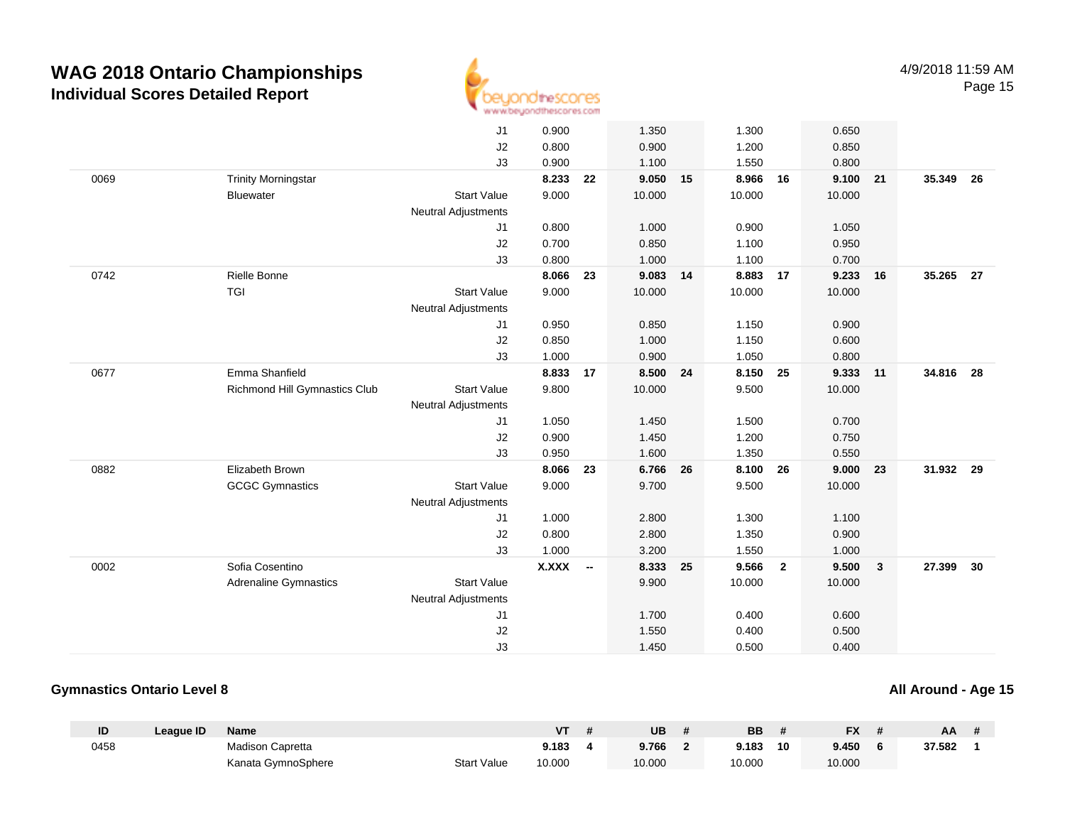# WAG 2018 Ontario Championships
## Individual Scores Detailed Report

4/9/2018 11:59 AM

| ID | League ID | Name | | VT | # | UB | # | BB | # | FX | # | AA | # |
|---|---|---|---|---|---|---|---|---|---|---|---|---|---|
| | | | J1 | 0.900 | | 1.350 | | 1.300 | | 0.650 | | | |
| | | | J2 | 0.800 | | 0.900 | | 1.200 | | 0.850 | | | |
| | | | J3 | 0.900 | | 1.100 | | 1.550 | | 0.800 | | | |
| 0069 | | Trinity Morningstar | | **8.233** | **22** | **9.050** | **15** | **8.966** | **16** | **9.100** | **21** | **35.349** | **26** |
| | | Bluewater | Start Value | 9.000 | | 10.000 | | 10.000 | | 10.000 | | | |
| | | | Neutral Adjustments | | | | | | | | | | |
| | | | J1 | 0.800 | | 1.000 | | 0.900 | | 1.050 | | | |
| | | | J2 | 0.700 | | 0.850 | | 1.100 | | 0.950 | | | |
| | | | J3 | 0.800 | | 1.000 | | 1.100 | | 0.700 | | | |
| 0742 | | Rielle Bonne | | **8.066** | **23** | **9.083** | **14** | **8.883** | **17** | **9.233** | **16** | **35.265** | **27** |
| | | TGI | Start Value | 9.000 | | 10.000 | | 10.000 | | 10.000 | | | |
| | | | Neutral Adjustments | | | | | | | | | | |
| | | | J1 | 0.950 | | 0.850 | | 1.150 | | 0.900 | | | |
| | | | J2 | 0.850 | | 1.000 | | 1.150 | | 0.600 | | | |
| | | | J3 | 1.000 | | 0.900 | | 1.050 | | 0.800 | | | |
| 0677 | | Emma Shanfield | | **8.833** | **17** | **8.500** | **24** | **8.150** | **25** | **9.333** | **11** | **34.816** | **28** |
| | | Richmond Hill Gymnastics Club | Start Value | 9.800 | | 10.000 | | 9.500 | | 10.000 | | | |
| | | | Neutral Adjustments | | | | | | | | | | |
| | | | J1 | 1.050 | | 1.450 | | 1.500 | | 0.700 | | | |
| | | | J2 | 0.900 | | 1.450 | | 1.200 | | 0.750 | | | |
| | | | J3 | 0.950 | | 1.600 | | 1.350 | | 0.550 | | | |
| 0882 | | Elizabeth Brown | | **8.066** | **23** | **6.766** | **26** | **8.100** | **26** | **9.000** | **23** | **31.932** | **29** |
| | | GCGC Gymnastics | Start Value | 9.000 | | 9.700 | | 9.500 | | 10.000 | | | |
| | | | Neutral Adjustments | | | | | | | | | | |
| | | | J1 | 1.000 | | 2.800 | | 1.300 | | 1.100 | | | |
| | | | J2 | 0.800 | | 2.800 | | 1.350 | | 0.900 | | | |
| | | | J3 | 1.000 | | 3.200 | | 1.550 | | 1.000 | | | |
| 0002 | | Sofia Cosentino | | **X.XXX** | **--** | **8.333** | **25** | **9.566** | **2** | **9.500** | **3** | **27.399** | **30** |
| | | Adrenaline Gymnastics | Start Value | | | 9.900 | | 10.000 | | 10.000 | | | |
| | | | Neutral Adjustments | | | | | | | | | | |
| | | | J1 | | | 1.700 | | 0.400 | | 0.600 | | | |
| | | | J2 | | | 1.550 | | 0.400 | | 0.500 | | | |
| | | | J3 | | | 1.450 | | 0.500 | | 0.400 | | | |

### Gymnastics Ontario Level 8

**All Around - Age 15**

| ID | League ID | Name | | VT | # | UB | # | BB | # | FX | # | AA | # |
|---|---|---|---|---|---|---|---|---|---|---|---|---|---|
| 0458 | | Madison Capretta | | **9.183** | **4** | **9.766** | **2** | **9.183** | **10** | **9.450** | **6** | **37.582** | **1** |
| | | Kanata GymnoSphere | Start Value | 10.000 | | 10.000 | | 10.000 | | 10.000 | | | |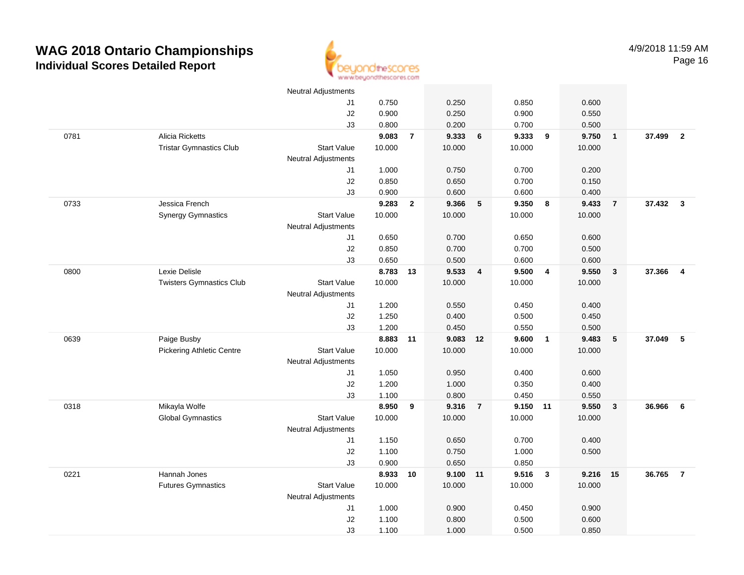# WAG 2018 Ontario Championships

## Individual Scores Detailed Report

4/9/2018 11:59 AM

| | | | | | | | | | | | | |
|---|---|---|---|---|---|---|---|---|---|---|---|---|
| | | Neutral Adjustments | | | | | | | | | | |
| | | J1 | 0.750 | | 0.250 | | 0.850 | | 0.600 | | | |
| | | J2 | 0.900 | | 0.250 | | 0.900 | | 0.550 | | | |
| | | J3 | 0.800 | | 0.200 | | 0.700 | | 0.500 | | | |
| 0781 | Alicia Ricketts | | **9.083** | **7** | **9.333** | **6** | **9.333** | **9** | **9.750** | **1** | **37.499** | **2** |
| | Tristar Gymnastics Club | Start Value | 10.000 | | 10.000 | | 10.000 | | 10.000 | | | |
| | | Neutral Adjustments | | | | | | | | | | |
| | | J1 | 1.000 | | 0.750 | | 0.700 | | 0.200 | | | |
| | | J2 | 0.850 | | 0.650 | | 0.700 | | 0.150 | | | |
| | | J3 | 0.900 | | 0.600 | | 0.600 | | 0.400 | | | |
| 0733 | Jessica French | | **9.283** | **2** | **9.366** | **5** | **9.350** | **8** | **9.433** | **7** | **37.432** | **3** |
| | Synergy Gymnastics | Start Value | 10.000 | | 10.000 | | 10.000 | | 10.000 | | | |
| | | Neutral Adjustments | | | | | | | | | | |
| | | J1 | 0.650 | | 0.700 | | 0.650 | | 0.600 | | | |
| | | J2 | 0.850 | | 0.700 | | 0.700 | | 0.500 | | | |
| | | J3 | 0.650 | | 0.500 | | 0.600 | | 0.600 | | | |
| 0800 | Lexie Delisle | | **8.783** | **13** | **9.533** | **4** | **9.500** | **4** | **9.550** | **3** | **37.366** | **4** |
| | Twisters Gymnastics Club | Start Value | 10.000 | | 10.000 | | 10.000 | | 10.000 | | | |
| | | Neutral Adjustments | | | | | | | | | | |
| | | J1 | 1.200 | | 0.550 | | 0.450 | | 0.400 | | | |
| | | J2 | 1.250 | | 0.400 | | 0.500 | | 0.450 | | | |
| | | J3 | 1.200 | | 0.450 | | 0.550 | | 0.500 | | | |
| 0639 | Paige Busby | | **8.883** | **11** | **9.083** | **12** | **9.600** | **1** | **9.483** | **5** | **37.049** | **5** |
| | Pickering Athletic Centre | Start Value | 10.000 | | 10.000 | | 10.000 | | 10.000 | | | |
| | | Neutral Adjustments | | | | | | | | | | |
| | | J1 | 1.050 | | 0.950 | | 0.400 | | 0.600 | | | |
| | | J2 | 1.200 | | 1.000 | | 0.350 | | 0.400 | | | |
| | | J3 | 1.100 | | 0.800 | | 0.450 | | 0.550 | | | |
| 0318 | Mikayla Wolfe | | **8.950** | **9** | **9.316** | **7** | **9.150** | **11** | **9.550** | **3** | **36.966** | **6** |
| | Global Gymnastics | Start Value | 10.000 | | 10.000 | | 10.000 | | 10.000 | | | |
| | | Neutral Adjustments | | | | | | | | | | |
| | | J1 | 1.150 | | 0.650 | | 0.700 | | 0.400 | | | |
| | | J2 | 1.100 | | 0.750 | | 1.000 | | 0.500 | | | |
| | | J3 | 0.900 | | 0.650 | | 0.850 | | | | | |
| 0221 | Hannah Jones | | **8.933** | **10** | **9.100** | **11** | **9.516** | **3** | **9.216** | **15** | **36.765** | **7** |
| | Futures Gymnastics | Start Value | 10.000 | | 10.000 | | 10.000 | | 10.000 | | | |
| | | Neutral Adjustments | | | | | | | | | | |
| | | J1 | 1.000 | | 0.900 | | 0.450 | | 0.900 | | | |
| | | J2 | 1.100 | | 0.800 | | 0.500 | | 0.600 | | | |
| | | J3 | 1.100 | | 1.000 | | 0.500 | | 0.850 | | | |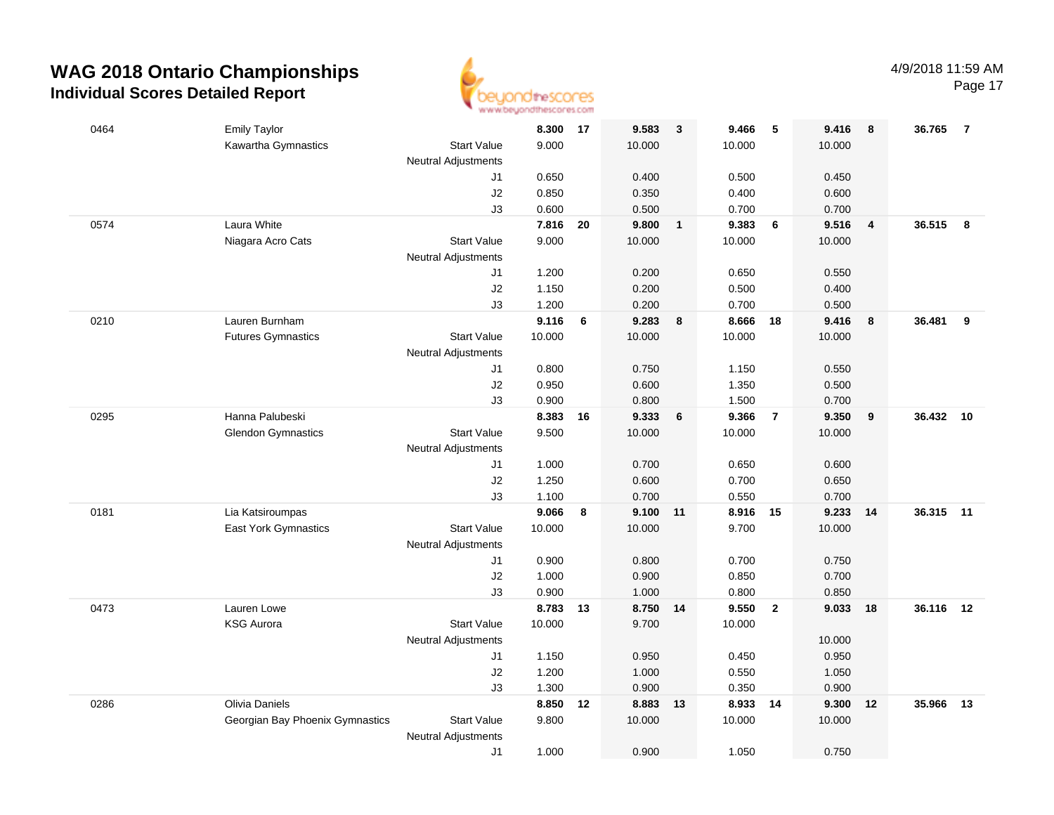# WAG 2018 Ontario Championships

## Individual Scores Detailed Report

4/9/2018 11:59 AM

| # | Name / Club | | Vault | Rank | Bars | Rank | Beam | Rank | Floor | Rank | AA | Rank |
|---|---|---|---|---|---|---|---|---|---|---|---|---|
| 0464 | Emily Taylor | | **8.300** | **17** | **9.583** | **3** | **9.466** | **5** | **9.416** | **8** | **36.765** | **7** |
| | Kawartha Gymnastics | Start Value | 9.000 | | 10.000 | | 10.000 | | 10.000 | | | |
| | | Neutral Adjustments | | | | | | | | | | |
| | | J1 | 0.650 | | 0.400 | | 0.500 | | 0.450 | | | |
| | | J2 | 0.850 | | 0.350 | | 0.400 | | 0.600 | | | |
| | | J3 | 0.600 | | 0.500 | | 0.700 | | 0.700 | | | |
| 0574 | Laura White | | **7.816** | **20** | **9.800** | **1** | **9.383** | **6** | **9.516** | **4** | **36.515** | **8** |
| | Niagara Acro Cats | Start Value | 9.000 | | 10.000 | | 10.000 | | 10.000 | | | |
| | | Neutral Adjustments | | | | | | | | | | |
| | | J1 | 1.200 | | 0.200 | | 0.650 | | 0.550 | | | |
| | | J2 | 1.150 | | 0.200 | | 0.500 | | 0.400 | | | |
| | | J3 | 1.200 | | 0.200 | | 0.700 | | 0.500 | | | |
| 0210 | Lauren Burnham | | **9.116** | **6** | **9.283** | **8** | **8.666** | **18** | **9.416** | **8** | **36.481** | **9** |
| | Futures Gymnastics | Start Value | 10.000 | | 10.000 | | 10.000 | | 10.000 | | | |
| | | Neutral Adjustments | | | | | | | | | | |
| | | J1 | 0.800 | | 0.750 | | 1.150 | | 0.550 | | | |
| | | J2 | 0.950 | | 0.600 | | 1.350 | | 0.500 | | | |
| | | J3 | 0.900 | | 0.800 | | 1.500 | | 0.700 | | | |
| 0295 | Hanna Palubeski | | **8.383** | **16** | **9.333** | **6** | **9.366** | **7** | **9.350** | **9** | **36.432** | **10** |
| | Glendon Gymnastics | Start Value | 9.500 | | 10.000 | | 10.000 | | 10.000 | | | |
| | | Neutral Adjustments | | | | | | | | | | |
| | | J1 | 1.000 | | 0.700 | | 0.650 | | 0.600 | | | |
| | | J2 | 1.250 | | 0.600 | | 0.700 | | 0.650 | | | |
| | | J3 | 1.100 | | 0.700 | | 0.550 | | 0.700 | | | |
| 0181 | Lia Katsiroumpas | | **9.066** | **8** | **9.100** | **11** | **8.916** | **15** | **9.233** | **14** | **36.315** | **11** |
| | East York Gymnastics | Start Value | 10.000 | | 10.000 | | 9.700 | | 10.000 | | | |
| | | Neutral Adjustments | | | | | | | | | | |
| | | J1 | 0.900 | | 0.800 | | 0.700 | | 0.750 | | | |
| | | J2 | 1.000 | | 0.900 | | 0.850 | | 0.700 | | | |
| | | J3 | 0.900 | | 1.000 | | 0.800 | | 0.850 | | | |
| 0473 | Lauren Lowe | | **8.783** | **13** | **8.750** | **14** | **9.550** | **2** | **9.033** | **18** | **36.116** | **12** |
| | KSG Aurora | Start Value | 10.000 | | 9.700 | | 10.000 | | | | | |
| | | Neutral Adjustments | | | | | | | 10.000 | | | |
| | | J1 | 1.150 | | 0.950 | | 0.450 | | 0.950 | | | |
| | | J2 | 1.200 | | 1.000 | | 0.550 | | 1.050 | | | |
| | | J3 | 1.300 | | 0.900 | | 0.350 | | 0.900 | | | |
| 0286 | Olivia Daniels | | **8.850** | **12** | **8.883** | **13** | **8.933** | **14** | **9.300** | **12** | **35.966** | **13** |
| | Georgian Bay Phoenix Gymnastics | Start Value | 9.800 | | 10.000 | | 10.000 | | 10.000 | | | |
| | | Neutral Adjustments | | | | | | | | | | |
| | | J1 | 1.000 | | 0.900 | | 1.050 | | 0.750 | | | |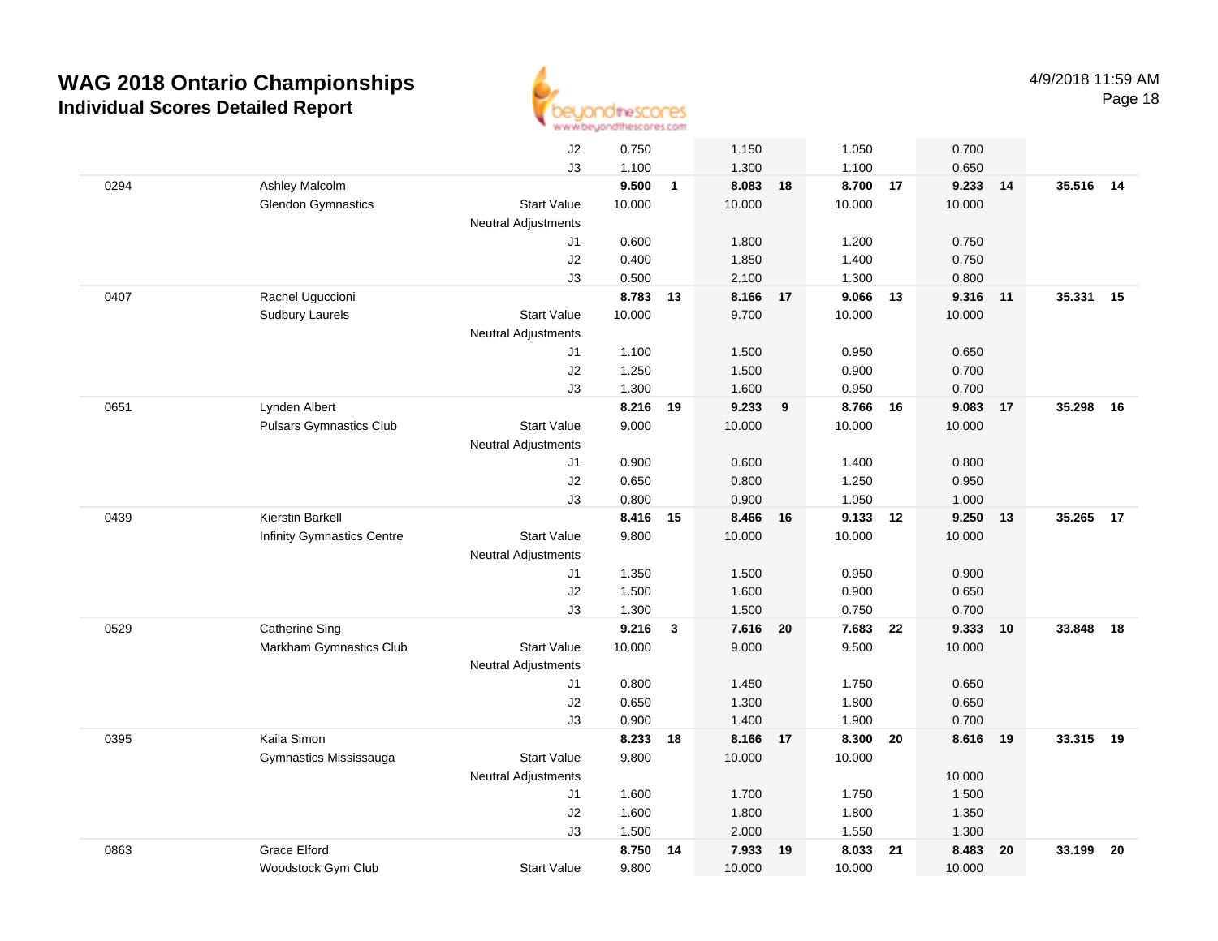# WAG 2018 Ontario Championships

## Individual Scores Detailed Report

4/9/2018 11:59 AM

| | | | | | | | | | | | | |
|---|---|---|---|---|---|---|---|---|---|---|---|---|
| | | J2 | 0.750 | | 1.150 | | 1.050 | | 0.700 | | | |
| | | J3 | 1.100 | | 1.300 | | 1.100 | | 0.650 | | | |
| 0294 | Ashley Malcolm | | **9.500** | **1** | **8.083** | **18** | **8.700** | **17** | **9.233** | **14** | **35.516** | **14** |
| | Glendon Gymnastics | Start Value | 10.000 | | 10.000 | | 10.000 | | 10.000 | | | |
| | | Neutral Adjustments | | | | | | | | | | |
| | | J1 | 0.600 | | 1.800 | | 1.200 | | 0.750 | | | |
| | | J2 | 0.400 | | 1.850 | | 1.400 | | 0.750 | | | |
| | | J3 | 0.500 | | 2.100 | | 1.300 | | 0.800 | | | |
| 0407 | Rachel Uguccioni | | **8.783** | **13** | **8.166** | **17** | **9.066** | **13** | **9.316** | **11** | **35.331** | **15** |
| | Sudbury Laurels | Start Value | 10.000 | | 9.700 | | 10.000 | | 10.000 | | | |
| | | Neutral Adjustments | | | | | | | | | | |
| | | J1 | 1.100 | | 1.500 | | 0.950 | | 0.650 | | | |
| | | J2 | 1.250 | | 1.500 | | 0.900 | | 0.700 | | | |
| | | J3 | 1.300 | | 1.600 | | 0.950 | | 0.700 | | | |
| 0651 | Lynden Albert | | **8.216** | **19** | **9.233** | **9** | **8.766** | **16** | **9.083** | **17** | **35.298** | **16** |
| | Pulsars Gymnastics Club | Start Value | 9.000 | | 10.000 | | 10.000 | | 10.000 | | | |
| | | Neutral Adjustments | | | | | | | | | | |
| | | J1 | 0.900 | | 0.600 | | 1.400 | | 0.800 | | | |
| | | J2 | 0.650 | | 0.800 | | 1.250 | | 0.950 | | | |
| | | J3 | 0.800 | | 0.900 | | 1.050 | | 1.000 | | | |
| 0439 | Kierstin Barkell | | **8.416** | **15** | **8.466** | **16** | **9.133** | **12** | **9.250** | **13** | **35.265** | **17** |
| | Infinity Gymnastics Centre | Start Value | 9.800 | | 10.000 | | 10.000 | | 10.000 | | | |
| | | Neutral Adjustments | | | | | | | | | | |
| | | J1 | 1.350 | | 1.500 | | 0.950 | | 0.900 | | | |
| | | J2 | 1.500 | | 1.600 | | 0.900 | | 0.650 | | | |
| | | J3 | 1.300 | | 1.500 | | 0.750 | | 0.700 | | | |
| 0529 | Catherine Sing | | **9.216** | **3** | **7.616** | **20** | **7.683** | **22** | **9.333** | **10** | **33.848** | **18** |
| | Markham Gymnastics Club | Start Value | 10.000 | | 9.000 | | 9.500 | | 10.000 | | | |
| | | Neutral Adjustments | | | | | | | | | | |
| | | J1 | 0.800 | | 1.450 | | 1.750 | | 0.650 | | | |
| | | J2 | 0.650 | | 1.300 | | 1.800 | | 0.650 | | | |
| | | J3 | 0.900 | | 1.400 | | 1.900 | | 0.700 | | | |
| 0395 | Kaila Simon | | **8.233** | **18** | **8.166** | **17** | **8.300** | **20** | **8.616** | **19** | **33.315** | **19** |
| | Gymnastics Mississauga | Start Value | 9.800 | | 10.000 | | 10.000 | | | | | |
| | | Neutral Adjustments | | | | | | | 10.000 | | | |
| | | J1 | 1.600 | | 1.700 | | 1.750 | | 1.500 | | | |
| | | J2 | 1.600 | | 1.800 | | 1.800 | | 1.350 | | | |
| | | J3 | 1.500 | | 2.000 | | 1.550 | | 1.300 | | | |
| 0863 | Grace Elford | | **8.750** | **14** | **7.933** | **19** | **8.033** | **21** | **8.483** | **20** | **33.199** | **20** |
| | Woodstock Gym Club | Start Value | 9.800 | | 10.000 | | 10.000 | | 10.000 | | | |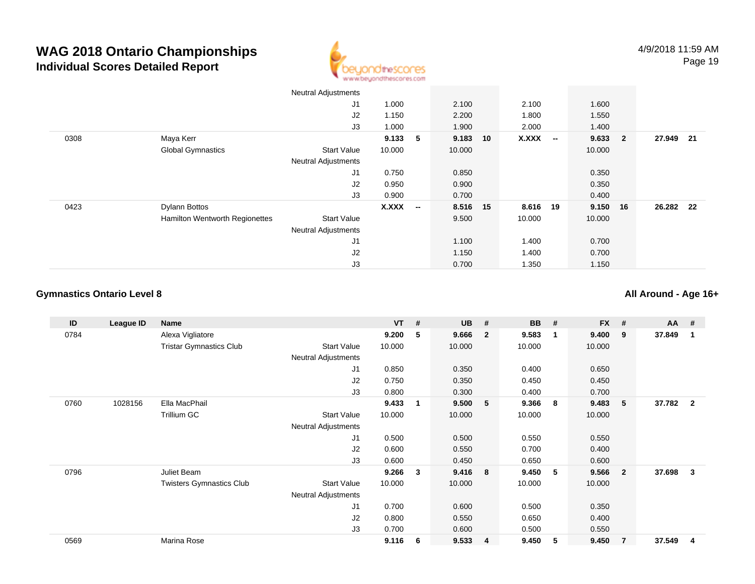# WAG 2018 Ontario Championships

## Individual Scores Detailed Report

4/9/2018 11:59 AM

| ID | League ID | Name | | VT | # | UB | # | BB | # | FX | # | AA | # |
|---|---|---|---|---|---|---|---|---|---|---|---|---|---|
| | | | Neutral Adjustments | | | | | | | | | | |
| | | | J1 | 1.000 | | 2.100 | | 2.100 | | 1.600 | | | |
| | | | J2 | 1.150 | | 2.200 | | 1.800 | | 1.550 | | | |
| | | | J3 | 1.000 | | 1.900 | | 2.000 | | 1.400 | | | |
| 0308 | | Maya Kerr | | **9.133** | **5** | **9.183** | **10** | **X.XXX** | **--** | **9.633** | **2** | **27.949** | **21** |
| | | Global Gymnastics | Start Value | 10.000 | | 10.000 | | | | 10.000 | | | |
| | | | Neutral Adjustments | | | | | | | | | | |
| | | | J1 | 0.750 | | 0.850 | | | | 0.350 | | | |
| | | | J2 | 0.950 | | 0.900 | | | | 0.350 | | | |
| | | | J3 | 0.900 | | 0.700 | | | | 0.400 | | | |
| 0423 | | Dylann Bottos | | **X.XXX** | **--** | **8.516** | **15** | **8.616** | **19** | **9.150** | **16** | **26.282** | **22** |
| | | Hamilton Wentworth Regionettes | Start Value | | | 9.500 | | 10.000 | | 10.000 | | | |
| | | | Neutral Adjustments | | | | | | | | | | |
| | | | J1 | | | 1.100 | | 1.400 | | 0.700 | | | |
| | | | J2 | | | 1.150 | | 1.400 | | 0.700 | | | |
| | | | J3 | | | 0.700 | | 1.350 | | 1.150 | | | |

### Gymnastics Ontario Level 8

### All Around - Age 16+

| ID | League ID | Name | | VT | # | UB | # | BB | # | FX | # | AA | # |
|---|---|---|---|---|---|---|---|---|---|---|---|---|---|
| 0784 | | Alexa Vigliatore | | **9.200** | **5** | **9.666** | **2** | **9.583** | **1** | **9.400** | **9** | **37.849** | **1** |
| | | Tristar Gymnastics Club | Start Value | 10.000 | | 10.000 | | 10.000 | | 10.000 | | | |
| | | | Neutral Adjustments | | | | | | | | | | |
| | | | J1 | 0.850 | | 0.350 | | 0.400 | | 0.650 | | | |
| | | | J2 | 0.750 | | 0.350 | | 0.450 | | 0.450 | | | |
| | | | J3 | 0.800 | | 0.300 | | 0.400 | | 0.700 | | | |
| 0760 | 1028156 | Ella MacPhail | | **9.433** | **1** | **9.500** | **5** | **9.366** | **8** | **9.483** | **5** | **37.782** | **2** |
| | | Trillium GC | Start Value | 10.000 | | 10.000 | | 10.000 | | 10.000 | | | |
| | | | Neutral Adjustments | | | | | | | | | | |
| | | | J1 | 0.500 | | 0.500 | | 0.550 | | 0.550 | | | |
| | | | J2 | 0.600 | | 0.550 | | 0.700 | | 0.400 | | | |
| | | | J3 | 0.600 | | 0.450 | | 0.650 | | 0.600 | | | |
| 0796 | | Juliet Beam | | **9.266** | **3** | **9.416** | **8** | **9.450** | **5** | **9.566** | **2** | **37.698** | **3** |
| | | Twisters Gymnastics Club | Start Value | 10.000 | | 10.000 | | 10.000 | | 10.000 | | | |
| | | | Neutral Adjustments | | | | | | | | | | |
| | | | J1 | 0.700 | | 0.600 | | 0.500 | | 0.350 | | | |
| | | | J2 | 0.800 | | 0.550 | | 0.650 | | 0.400 | | | |
| | | | J3 | 0.700 | | 0.600 | | 0.500 | | 0.550 | | | |
| 0569 | | Marina Rose | | **9.116** | **6** | **9.533** | **4** | **9.450** | **5** | **9.450** | **7** | **37.549** | **4** |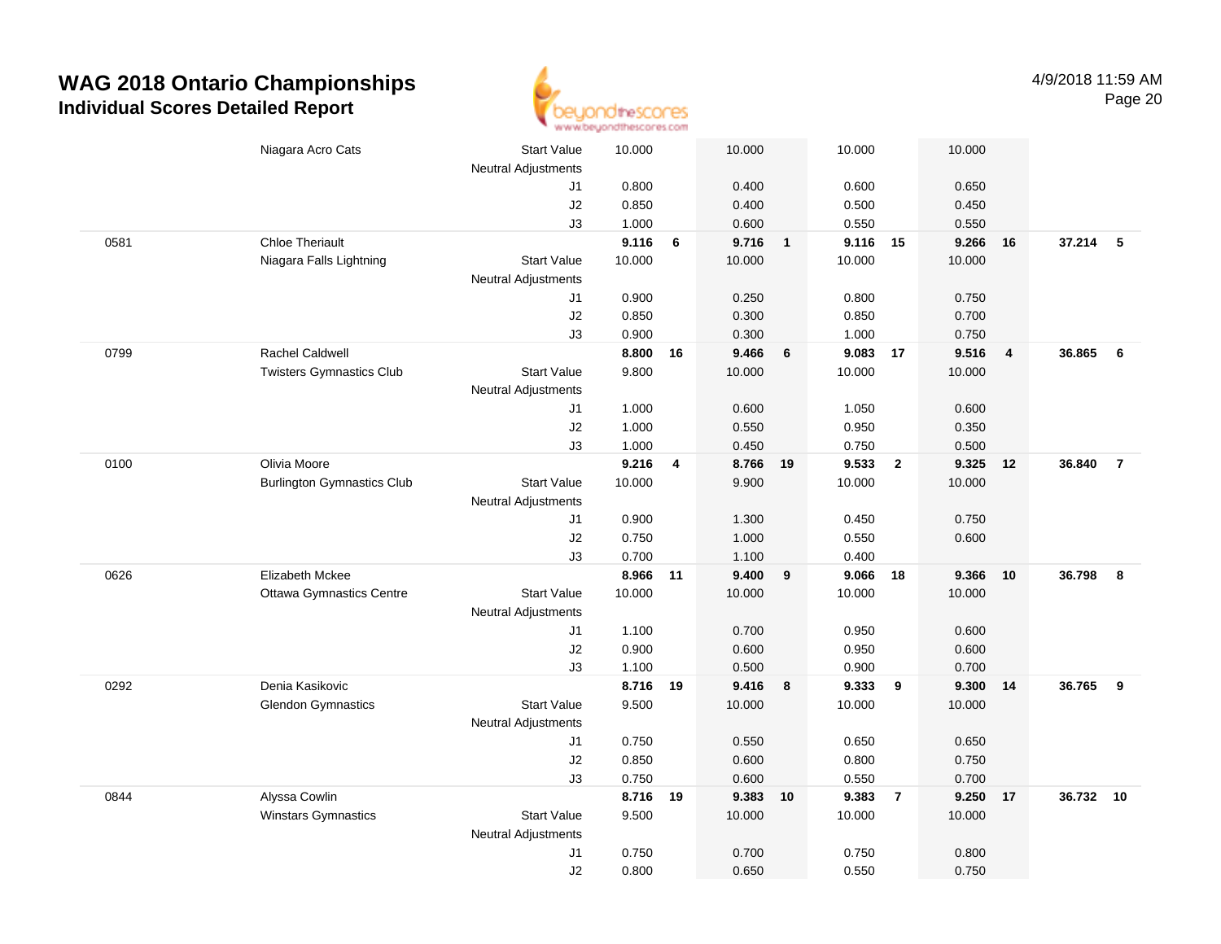# WAG 2018 Ontario Championships

## Individual Scores Detailed Report

4/9/2018 11:59 AM

| # | Name / Club | | Vault | Rank | Bars | Rank | Beam | Rank | Floor | Rank | AA | Rank |
|---|---|---|---|---|---|---|---|---|---|---|---|---|
| | Niagara Acro Cats | Start Value | 10.000 | | 10.000 | | 10.000 | | 10.000 | | | |
| | | Neutral Adjustments | | | | | | | | | | |
| | | J1 | 0.800 | | 0.400 | | 0.600 | | 0.650 | | | |
| | | J2 | 0.850 | | 0.400 | | 0.500 | | 0.450 | | | |
| | | J3 | 1.000 | | 0.600 | | 0.550 | | 0.550 | | | |
| 0581 | Chloe Theriault | | **9.116** | **6** | **9.716** | **1** | **9.116** | **15** | **9.266** | **16** | **37.214** | **5** |
| | Niagara Falls Lightning | Start Value | 10.000 | | 10.000 | | 10.000 | | 10.000 | | | |
| | | Neutral Adjustments | | | | | | | | | | |
| | | J1 | 0.900 | | 0.250 | | 0.800 | | 0.750 | | | |
| | | J2 | 0.850 | | 0.300 | | 0.850 | | 0.700 | | | |
| | | J3 | 0.900 | | 0.300 | | 1.000 | | 0.750 | | | |
| 0799 | Rachel Caldwell | | **8.800** | **16** | **9.466** | **6** | **9.083** | **17** | **9.516** | **4** | **36.865** | **6** |
| | Twisters Gymnastics Club | Start Value | 9.800 | | 10.000 | | 10.000 | | 10.000 | | | |
| | | Neutral Adjustments | | | | | | | | | | |
| | | J1 | 1.000 | | 0.600 | | 1.050 | | 0.600 | | | |
| | | J2 | 1.000 | | 0.550 | | 0.950 | | 0.350 | | | |
| | | J3 | 1.000 | | 0.450 | | 0.750 | | 0.500 | | | |
| 0100 | Olivia Moore | | **9.216** | **4** | **8.766** | **19** | **9.533** | **2** | **9.325** | **12** | **36.840** | **7** |
| | Burlington Gymnastics Club | Start Value | 10.000 | | 9.900 | | 10.000 | | 10.000 | | | |
| | | Neutral Adjustments | | | | | | | | | | |
| | | J1 | 0.900 | | 1.300 | | 0.450 | | 0.750 | | | |
| | | J2 | 0.750 | | 1.000 | | 0.550 | | 0.600 | | | |
| | | J3 | 0.700 | | 1.100 | | 0.400 | | | | | |
| 0626 | Elizabeth Mckee | | **8.966** | **11** | **9.400** | **9** | **9.066** | **18** | **9.366** | **10** | **36.798** | **8** |
| | Ottawa Gymnastics Centre | Start Value | 10.000 | | 10.000 | | 10.000 | | 10.000 | | | |
| | | Neutral Adjustments | | | | | | | | | | |
| | | J1 | 1.100 | | 0.700 | | 0.950 | | 0.600 | | | |
| | | J2 | 0.900 | | 0.600 | | 0.950 | | 0.600 | | | |
| | | J3 | 1.100 | | 0.500 | | 0.900 | | 0.700 | | | |
| 0292 | Denia Kasikovic | | **8.716** | **19** | **9.416** | **8** | **9.333** | **9** | **9.300** | **14** | **36.765** | **9** |
| | Glendon Gymnastics | Start Value | 9.500 | | 10.000 | | 10.000 | | 10.000 | | | |
| | | Neutral Adjustments | | | | | | | | | | |
| | | J1 | 0.750 | | 0.550 | | 0.650 | | 0.650 | | | |
| | | J2 | 0.850 | | 0.600 | | 0.800 | | 0.750 | | | |
| | | J3 | 0.750 | | 0.600 | | 0.550 | | 0.700 | | | |
| 0844 | Alyssa Cowlin | | **8.716** | **19** | **9.383** | **10** | **9.383** | **7** | **9.250** | **17** | **36.732** | **10** |
| | Winstars Gymnastics | Start Value | 9.500 | | 10.000 | | 10.000 | | 10.000 | | | |
| | | Neutral Adjustments | | | | | | | | | | |
| | | J1 | 0.750 | | 0.700 | | 0.750 | | 0.800 | | | |
| | | J2 | 0.800 | | 0.650 | | 0.550 | | 0.750 | | | |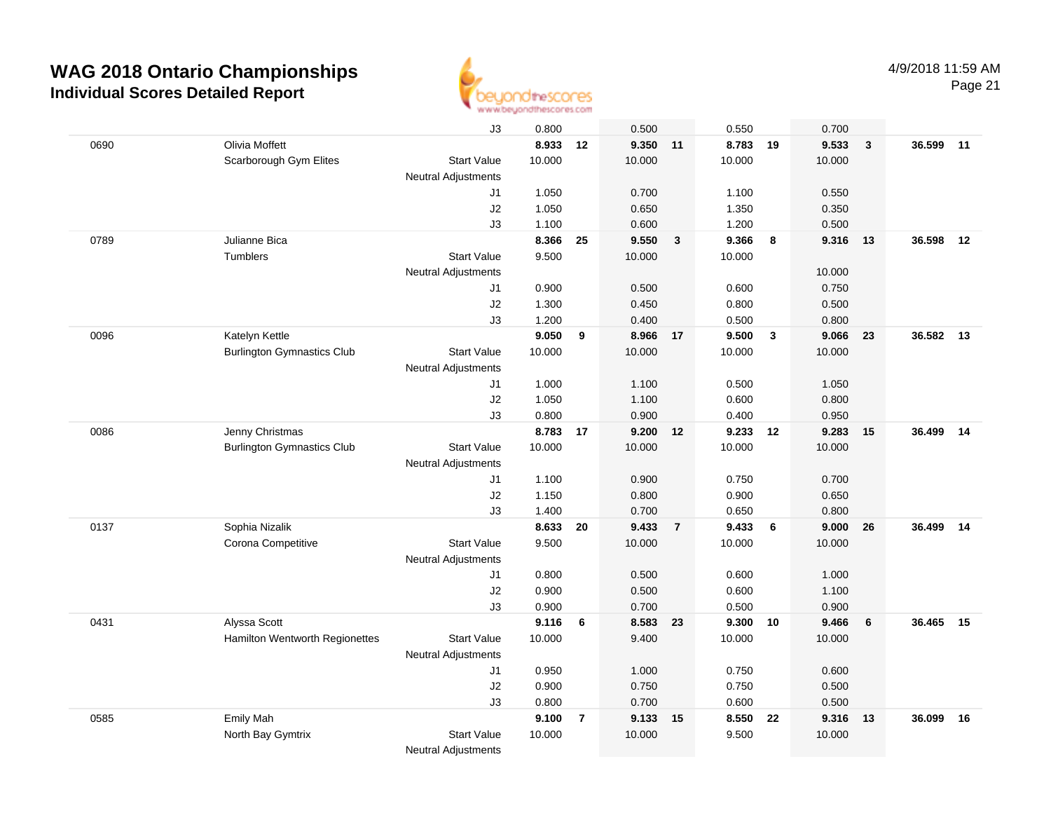# WAG 2018 Ontario Championships

## Individual Scores Detailed Report

4/9/2018 11:59 AM

| | | | Vault | | Bars | | Beam | | Floor | | AA | |
|---|---|---|---|---|---|---|---|---|---|---|---|---|
| | | J3 | 0.800 | | 0.500 | | 0.550 | | 0.700 | | | |
| 0690 | Olivia Moffett | | **8.933** | **12** | **9.350** | **11** | **8.783** | **19** | **9.533** | **3** | **36.599** | **11** |
| | Scarborough Gym Elites | Start Value | 10.000 | | 10.000 | | 10.000 | | 10.000 | | | |
| | | Neutral Adjustments | | | | | | | | | | |
| | | J1 | 1.050 | | 0.700 | | 1.100 | | 0.550 | | | |
| | | J2 | 1.050 | | 0.650 | | 1.350 | | 0.350 | | | |
| | | J3 | 1.100 | | 0.600 | | 1.200 | | 0.500 | | | |
| 0789 | Julianne Bica | | **8.366** | **25** | **9.550** | **3** | **9.366** | **8** | **9.316** | **13** | **36.598** | **12** |
| | Tumblers | Start Value | 9.500 | | 10.000 | | 10.000 | | | | | |
| | | Neutral Adjustments | | | | | | | 10.000 | | | |
| | | J1 | 0.900 | | 0.500 | | 0.600 | | 0.750 | | | |
| | | J2 | 1.300 | | 0.450 | | 0.800 | | 0.500 | | | |
| | | J3 | 1.200 | | 0.400 | | 0.500 | | 0.800 | | | |
| 0096 | Katelyn Kettle | | **9.050** | **9** | **8.966** | **17** | **9.500** | **3** | **9.066** | **23** | **36.582** | **13** |
| | Burlington Gymnastics Club | Start Value | 10.000 | | 10.000 | | 10.000 | | 10.000 | | | |
| | | Neutral Adjustments | | | | | | | | | | |
| | | J1 | 1.000 | | 1.100 | | 0.500 | | 1.050 | | | |
| | | J2 | 1.050 | | 1.100 | | 0.600 | | 0.800 | | | |
| | | J3 | 0.800 | | 0.900 | | 0.400 | | 0.950 | | | |
| 0086 | Jenny Christmas | | **8.783** | **17** | **9.200** | **12** | **9.233** | **12** | **9.283** | **15** | **36.499** | **14** |
| | Burlington Gymnastics Club | Start Value | 10.000 | | 10.000 | | 10.000 | | 10.000 | | | |
| | | Neutral Adjustments | | | | | | | | | | |
| | | J1 | 1.100 | | 0.900 | | 0.750 | | 0.700 | | | |
| | | J2 | 1.150 | | 0.800 | | 0.900 | | 0.650 | | | |
| | | J3 | 1.400 | | 0.700 | | 0.650 | | 0.800 | | | |
| 0137 | Sophia Nizalik | | **8.633** | **20** | **9.433** | **7** | **9.433** | **6** | **9.000** | **26** | **36.499** | **14** |
| | Corona Competitive | Start Value | 9.500 | | 10.000 | | 10.000 | | 10.000 | | | |
| | | Neutral Adjustments | | | | | | | | | | |
| | | J1 | 0.800 | | 0.500 | | 0.600 | | 1.000 | | | |
| | | J2 | 0.900 | | 0.500 | | 0.600 | | 1.100 | | | |
| | | J3 | 0.900 | | 0.700 | | 0.500 | | 0.900 | | | |
| 0431 | Alyssa Scott | | **9.116** | **6** | **8.583** | **23** | **9.300** | **10** | **9.466** | **6** | **36.465** | **15** |
| | Hamilton Wentworth Regionettes | Start Value | 10.000 | | 9.400 | | 10.000 | | 10.000 | | | |
| | | Neutral Adjustments | | | | | | | | | | |
| | | J1 | 0.950 | | 1.000 | | 0.750 | | 0.600 | | | |
| | | J2 | 0.900 | | 0.750 | | 0.750 | | 0.500 | | | |
| | | J3 | 0.800 | | 0.700 | | 0.600 | | 0.500 | | | |
| 0585 | Emily Mah | | **9.100** | **7** | **9.133** | **15** | **8.550** | **22** | **9.316** | **13** | **36.099** | **16** |
| | North Bay Gymtrix | Start Value | 10.000 | | 10.000 | | 9.500 | | 10.000 | | | |
| | | Neutral Adjustments | | | | | | | | | | |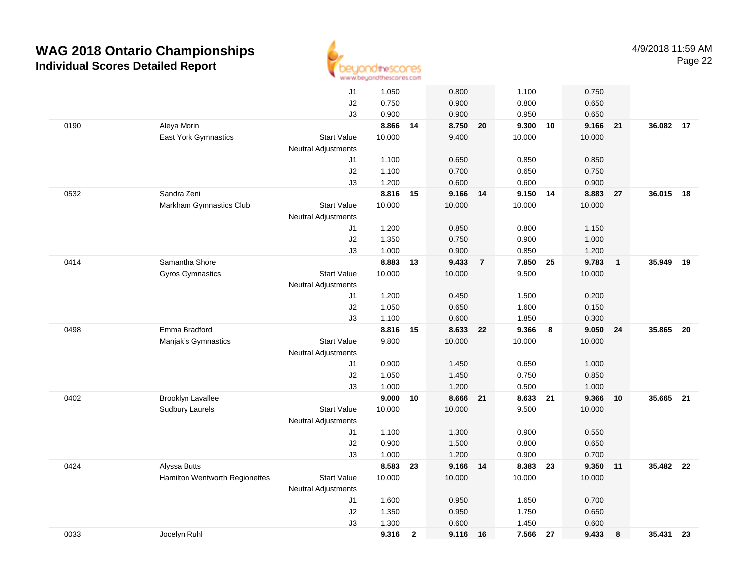# WAG 2018 Ontario Championships

## Individual Scores Detailed Report

4/9/2018 11:59 AM

| | | | | | | | | | | | | |
|---|---|---|---|---|---|---|---|---|---|---|---|---|
| | | J1 | 1.050 | | 0.800 | | 1.100 | | 0.750 | | | |
| | | J2 | 0.750 | | 0.900 | | 0.800 | | 0.650 | | | |
| | | J3 | 0.900 | | 0.900 | | 0.950 | | 0.650 | | | |
| 0190 | Aleya Morin | | **8.866** | **14** | **8.750** | **20** | **9.300** | **10** | **9.166** | **21** | **36.082** | **17** |
| | East York Gymnastics | Start Value | 10.000 | | 9.400 | | 10.000 | | 10.000 | | | |
| | | Neutral Adjustments | | | | | | | | | | |
| | | J1 | 1.100 | | 0.650 | | 0.850 | | 0.850 | | | |
| | | J2 | 1.100 | | 0.700 | | 0.650 | | 0.750 | | | |
| | | J3 | 1.200 | | 0.600 | | 0.600 | | 0.900 | | | |
| 0532 | Sandra Zeni | | **8.816** | **15** | **9.166** | **14** | **9.150** | **14** | **8.883** | **27** | **36.015** | **18** |
| | Markham Gymnastics Club | Start Value | 10.000 | | 10.000 | | 10.000 | | 10.000 | | | |
| | | Neutral Adjustments | | | | | | | | | | |
| | | J1 | 1.200 | | 0.850 | | 0.800 | | 1.150 | | | |
| | | J2 | 1.350 | | 0.750 | | 0.900 | | 1.000 | | | |
| | | J3 | 1.000 | | 0.900 | | 0.850 | | 1.200 | | | |
| 0414 | Samantha Shore | | **8.883** | **13** | **9.433** | **7** | **7.850** | **25** | **9.783** | **1** | **35.949** | **19** |
| | Gyros Gymnastics | Start Value | 10.000 | | 10.000 | | 9.500 | | 10.000 | | | |
| | | Neutral Adjustments | | | | | | | | | | |
| | | J1 | 1.200 | | 0.450 | | 1.500 | | 0.200 | | | |
| | | J2 | 1.050 | | 0.650 | | 1.600 | | 0.150 | | | |
| | | J3 | 1.100 | | 0.600 | | 1.850 | | 0.300 | | | |
| 0498 | Emma Bradford | | **8.816** | **15** | **8.633** | **22** | **9.366** | **8** | **9.050** | **24** | **35.865** | **20** |
| | Manjak's Gymnastics | Start Value | 9.800 | | 10.000 | | 10.000 | | 10.000 | | | |
| | | Neutral Adjustments | | | | | | | | | | |
| | | J1 | 0.900 | | 1.450 | | 0.650 | | 1.000 | | | |
| | | J2 | 1.050 | | 1.450 | | 0.750 | | 0.850 | | | |
| | | J3 | 1.000 | | 1.200 | | 0.500 | | 1.000 | | | |
| 0402 | Brooklyn Lavallee | | **9.000** | **10** | **8.666** | **21** | **8.633** | **21** | **9.366** | **10** | **35.665** | **21** |
| | Sudbury Laurels | Start Value | 10.000 | | 10.000 | | 9.500 | | 10.000 | | | |
| | | Neutral Adjustments | | | | | | | | | | |
| | | J1 | 1.100 | | 1.300 | | 0.900 | | 0.550 | | | |
| | | J2 | 0.900 | | 1.500 | | 0.800 | | 0.650 | | | |
| | | J3 | 1.000 | | 1.200 | | 0.900 | | 0.700 | | | |
| 0424 | Alyssa Butts | | **8.583** | **23** | **9.166** | **14** | **8.383** | **23** | **9.350** | **11** | **35.482** | **22** |
| | Hamilton Wentworth Regionettes | Start Value | 10.000 | | 10.000 | | 10.000 | | 10.000 | | | |
| | | Neutral Adjustments | | | | | | | | | | |
| | | J1 | 1.600 | | 0.950 | | 1.650 | | 0.700 | | | |
| | | J2 | 1.350 | | 0.950 | | 1.750 | | 0.650 | | | |
| | | J3 | 1.300 | | 0.600 | | 1.450 | | 0.600 | | | |
| 0033 | Jocelyn Ruhl | | **9.316** | **2** | **9.116** | **16** | **7.566** | **27** | **9.433** | **8** | **35.431** | **23** |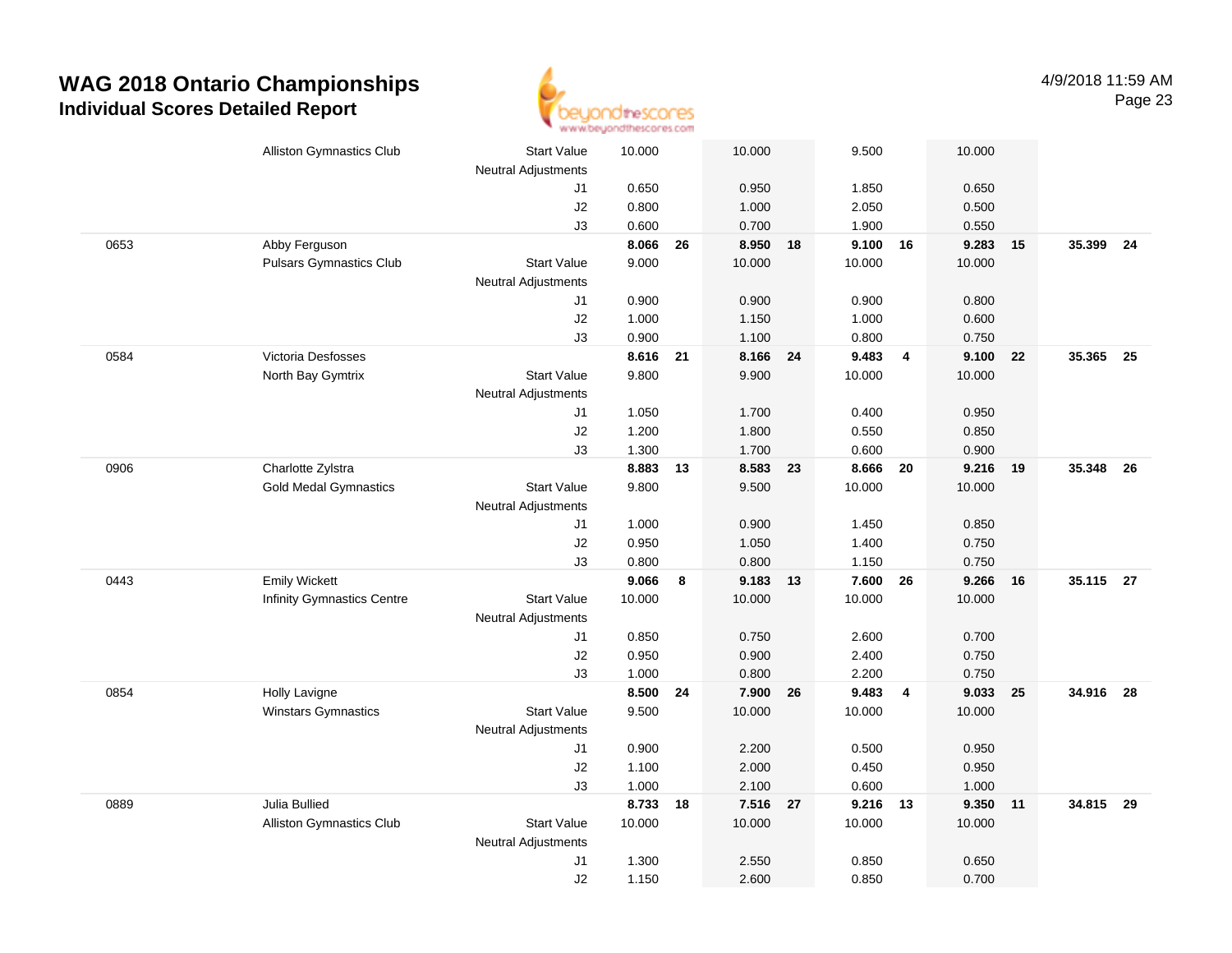# WAG 2018 Ontario Championships

## Individual Scores Detailed Report

4/9/2018 11:59 AM

| | | | | | | | | | | | | |
|---|---|---|---|---|---|---|---|---|---|---|---|---|
| | Alliston Gymnastics Club | Start Value | 10.000 | | 10.000 | | 9.500 | | 10.000 | | | |
| | | Neutral Adjustments | | | | | | | | | | |
| | | J1 | 0.650 | | 0.950 | | 1.850 | | 0.650 | | | |
| | | J2 | 0.800 | | 1.000 | | 2.050 | | 0.500 | | | |
| | | J3 | 0.600 | | 0.700 | | 1.900 | | 0.550 | | | |
| 0653 | Abby Ferguson | | **8.066** | **26** | **8.950** | **18** | **9.100** | **16** | **9.283** | **15** | **35.399** | **24** |
| | Pulsars Gymnastics Club | Start Value | 9.000 | | 10.000 | | 10.000 | | 10.000 | | | |
| | | Neutral Adjustments | | | | | | | | | | |
| | | J1 | 0.900 | | 0.900 | | 0.900 | | 0.800 | | | |
| | | J2 | 1.000 | | 1.150 | | 1.000 | | 0.600 | | | |
| | | J3 | 0.900 | | 1.100 | | 0.800 | | 0.750 | | | |
| 0584 | Victoria Desfosses | | **8.616** | **21** | **8.166** | **24** | **9.483** | **4** | **9.100** | **22** | **35.365** | **25** |
| | North Bay Gymtrix | Start Value | 9.800 | | 9.900 | | 10.000 | | 10.000 | | | |
| | | Neutral Adjustments | | | | | | | | | | |
| | | J1 | 1.050 | | 1.700 | | 0.400 | | 0.950 | | | |
| | | J2 | 1.200 | | 1.800 | | 0.550 | | 0.850 | | | |
| | | J3 | 1.300 | | 1.700 | | 0.600 | | 0.900 | | | |
| 0906 | Charlotte Zylstra | | **8.883** | **13** | **8.583** | **23** | **8.666** | **20** | **9.216** | **19** | **35.348** | **26** |
| | Gold Medal Gymnastics | Start Value | 9.800 | | 9.500 | | 10.000 | | 10.000 | | | |
| | | Neutral Adjustments | | | | | | | | | | |
| | | J1 | 1.000 | | 0.900 | | 1.450 | | 0.850 | | | |
| | | J2 | 0.950 | | 1.050 | | 1.400 | | 0.750 | | | |
| | | J3 | 0.800 | | 0.800 | | 1.150 | | 0.750 | | | |
| 0443 | Emily Wickett | | **9.066** | **8** | **9.183** | **13** | **7.600** | **26** | **9.266** | **16** | **35.115** | **27** |
| | Infinity Gymnastics Centre | Start Value | 10.000 | | 10.000 | | 10.000 | | 10.000 | | | |
| | | Neutral Adjustments | | | | | | | | | | |
| | | J1 | 0.850 | | 0.750 | | 2.600 | | 0.700 | | | |
| | | J2 | 0.950 | | 0.900 | | 2.400 | | 0.750 | | | |
| | | J3 | 1.000 | | 0.800 | | 2.200 | | 0.750 | | | |
| 0854 | Holly Lavigne | | **8.500** | **24** | **7.900** | **26** | **9.483** | **4** | **9.033** | **25** | **34.916** | **28** |
| | Winstars Gymnastics | Start Value | 9.500 | | 10.000 | | 10.000 | | 10.000 | | | |
| | | Neutral Adjustments | | | | | | | | | | |
| | | J1 | 0.900 | | 2.200 | | 0.500 | | 0.950 | | | |
| | | J2 | 1.100 | | 2.000 | | 0.450 | | 0.950 | | | |
| | | J3 | 1.000 | | 2.100 | | 0.600 | | 1.000 | | | |
| 0889 | Julia Bullied | | **8.733** | **18** | **7.516** | **27** | **9.216** | **13** | **9.350** | **11** | **34.815** | **29** |
| | Alliston Gymnastics Club | Start Value | 10.000 | | 10.000 | | 10.000 | | 10.000 | | | |
| | | Neutral Adjustments | | | | | | | | | | |
| | | J1 | 1.300 | | 2.550 | | 0.850 | | 0.650 | | | |
| | | J2 | 1.150 | | 2.600 | | 0.850 | | 0.700 | | | |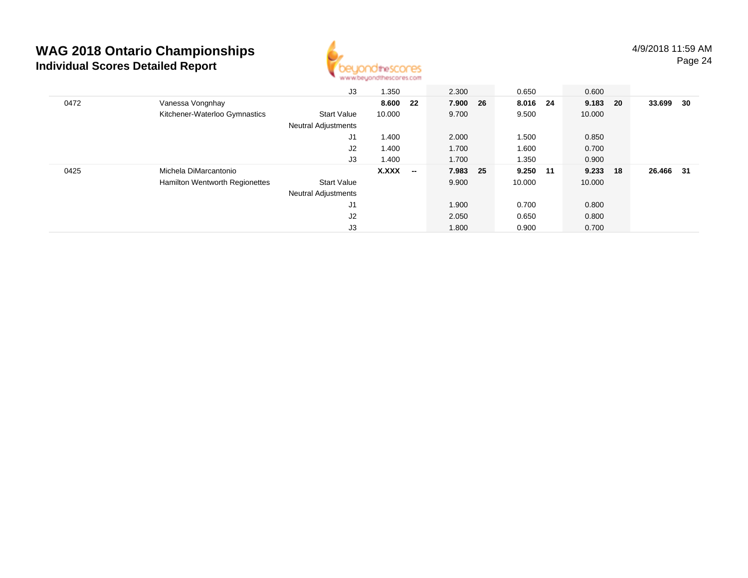# WAG 2018 Ontario Championships

## Individual Scores Detailed Report

4/9/2018 11:59 AM

| | | | | | | | | | | | | |
|---|---|---|---|---|---|---|---|---|---|---|---|---|
| | | J3 | 1.350 | | 2.300 | | 0.650 | | 0.600 | | | |
| 0472 | Vanessa Vongnhay | | **8.600** | **22** | **7.900** | **26** | **8.016** | **24** | **9.183** | **20** | **33.699** | **30** |
| | Kitchener-Waterloo Gymnastics | Start Value | 10.000 | | 9.700 | | 9.500 | | 10.000 | | | |
| | | Neutral Adjustments | | | | | | | | | | |
| | | J1 | 1.400 | | 2.000 | | 1.500 | | 0.850 | | | |
| | | J2 | 1.400 | | 1.700 | | 1.600 | | 0.700 | | | |
| | | J3 | 1.400 | | 1.700 | | 1.350 | | 0.900 | | | |
| 0425 | Michela DiMarcantonio | | **X.XXX** | **--** | **7.983** | **25** | **9.250** | **11** | **9.233** | **18** | **26.466** | **31** |
| | Hamilton Wentworth Regionettes | Start Value | | | 9.900 | | 10.000 | | 10.000 | | | |
| | | Neutral Adjustments | | | | | | | | | | |
| | | J1 | | | 1.900 | | 0.700 | | 0.800 | | | |
| | | J2 | | | 2.050 | | 0.650 | | 0.800 | | | |
| | | J3 | | | 1.800 | | 0.900 | | 0.700 | | | |